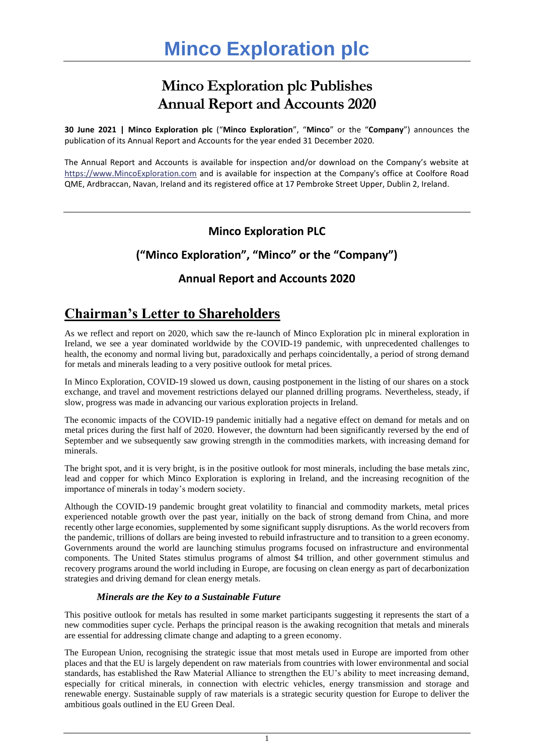# Minco Exploration plc

## Minco Exploration plc Publishes Annual Report and Accounts 2020

**30 June 2021 | Minco Exploration plc** ("**Minco Exploration**", "**Minco**" or the "**Company**") announces the publication of its Annual Report and Accounts for the year ended 31 December 2020.

The Annual Report and Accounts is available for inspection and/or download on the Company's website at https://www.MincoExploration.com and is available for inspection at the Company's office at Coolfore Road QME, Ardbraccan, Navan, Ireland and its registered office at 17 Pembroke Street Upper, Dublin 2, Ireland.

---

### Minco Exploration PLC

### ("Minco Exploration", "Minco" or the "Company")

### Annual Report and Accounts 2020

## Chairman's Letter to Shareholders

As we reflect and report on 2020, which saw the re-launch of Minco Exploration plc in mineral exploration in Ireland, we see a year dominated worldwide by the COVID-19 pandemic, with unprecedented challenges to health, the economy and normal living but, paradoxically and perhaps coincidentally, a period of strong demand for metals and minerals leading to a very positive outlook for metal prices.

In Minco Exploration, COVID-19 slowed us down, causing postponement in the listing of our shares on a stock exchange, and travel and movement restrictions delayed our planned drilling programs. Nevertheless, steady, if slow, progress was made in advancing our various exploration projects in Ireland.

The economic impacts of the COVID-19 pandemic initially had a negative effect on demand for metals and on metal prices during the first half of 2020. However, the downturn had been significantly reversed by the end of September and we subsequently saw growing strength in the commodities markets, with increasing demand for minerals.

The bright spot, and it is very bright, is in the positive outlook for most minerals, including the base metals zinc, lead and copper for which Minco Exploration is exploring in Ireland, and the increasing recognition of the importance of minerals in today's modern society.

Although the COVID-19 pandemic brought great volatility to financial and commodity markets, metal prices experienced notable growth over the past year, initially on the back of strong demand from China, and more recently other large economies, supplemented by some significant supply disruptions. As the world recovers from the pandemic, trillions of dollars are being invested to rebuild infrastructure and to transition to a green economy. Governments around the world are launching stimulus programs focused on infrastructure and environmental components. The United States stimulus programs of almost $4 trillion, and other government stimulus and recovery programs around the world including in Europe, are focusing on clean energy as part of decarbonization strategies and driving demand for clean energy metals.

#### *Minerals are the Key to a Sustainable Future*

This positive outlook for metals has resulted in some market participants suggesting it represents the start of a new commodities super cycle. Perhaps the principal reason is the awaking recognition that metals and minerals are essential for addressing climate change and adapting to a green economy.

The European Union, recognising the strategic issue that most metals used in Europe are imported from other places and that the EU is largely dependent on raw materials from countries with lower environmental and social standards, has established the Raw Material Alliance to strengthen the EU's ability to meet increasing demand, especially for critical minerals, in connection with electric vehicles, energy transmission and storage and renewable energy. Sustainable supply of raw materials is a strategic security question for Europe to deliver the ambitious goals outlined in the EU Green Deal.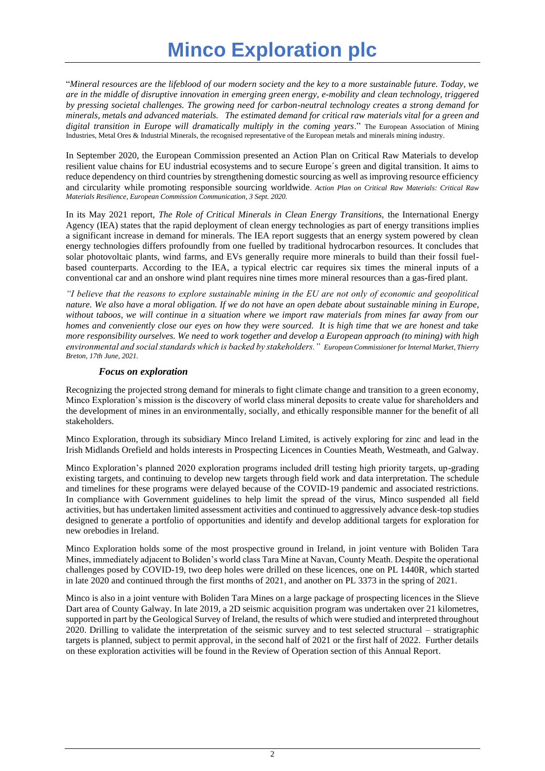# Minco Exploration plc

"*Mineral resources are the lifeblood of our modern society and the key to a more sustainable future. Today, we are in the middle of disruptive innovation in emerging green energy, e-mobility and clean technology, triggered by pressing societal challenges. The growing need for carbon-neutral technology creates a strong demand for minerals, metals and advanced materials. The estimated demand for critical raw materials vital for a green and digital transition in Europe will dramatically multiply in the coming years*." The European Association of Mining Industries, Metal Ores & Industrial Minerals, the recognised representative of the European metals and minerals mining industry.

In September 2020, the European Commission presented an Action Plan on Critical Raw Materials to develop resilient value chains for EU industrial ecosystems and to secure Europe´s green and digital transition. It aims to reduce dependency on third countries by strengthening domestic sourcing as well as improving resource efficiency and circularity while promoting responsible sourcing worldwide. *Action Plan on Critical Raw Materials: Critical Raw Materials Resilience, European Commission Communication, 3 Sept. 2020.*

In its May 2021 report, *The Role of Critical Minerals in Clean Energy Transitions,* the International Energy Agency (IEA) states that the rapid deployment of clean energy technologies as part of energy transitions implies a significant increase in demand for minerals. The IEA report suggests that an energy system powered by clean energy technologies differs profoundly from one fuelled by traditional hydrocarbon resources. It concludes that solar photovoltaic plants, wind farms, and EVs generally require more minerals to build than their fossil fuel-based counterparts. According to the IEA, a typical electric car requires six times the mineral inputs of a conventional car and an onshore wind plant requires nine times more mineral resources than a gas-fired plant.

*"I believe that the reasons to explore sustainable mining in the EU are not only of economic and geopolitical nature. We also have a moral obligation. If we do not have an open debate about sustainable mining in Europe, without taboos, we will continue in a situation where we import raw materials from mines far away from our homes and conveniently close our eyes on how they were sourced. It is high time that we are honest and take more responsibility ourselves. We need to work together and develop a European approach (to mining) with high environmental and social standards which is backed by stakeholders." European Commissioner for Internal Market, Thierry Breton, 17th June, 2021.*

### *Focus on exploration*

Recognizing the projected strong demand for minerals to fight climate change and transition to a green economy, Minco Exploration's mission is the discovery of world class mineral deposits to create value for shareholders and the development of mines in an environmentally, socially, and ethically responsible manner for the benefit of all stakeholders.

Minco Exploration, through its subsidiary Minco Ireland Limited, is actively exploring for zinc and lead in the Irish Midlands Orefield and holds interests in Prospecting Licences in Counties Meath, Westmeath, and Galway.

Minco Exploration's planned 2020 exploration programs included drill testing high priority targets, up-grading existing targets, and continuing to develop new targets through field work and data interpretation. The schedule and timelines for these programs were delayed because of the COVID-19 pandemic and associated restrictions. In compliance with Government guidelines to help limit the spread of the virus, Minco suspended all field activities, but has undertaken limited assessment activities and continued to aggressively advance desk-top studies designed to generate a portfolio of opportunities and identify and develop additional targets for exploration for new orebodies in Ireland.

Minco Exploration holds some of the most prospective ground in Ireland, in joint venture with Boliden Tara Mines, immediately adjacent to Boliden's world class Tara Mine at Navan, County Meath. Despite the operational challenges posed by COVID-19, two deep holes were drilled on these licences, one on PL 1440R, which started in late 2020 and continued through the first months of 2021, and another on PL 3373 in the spring of 2021.

Minco is also in a joint venture with Boliden Tara Mines on a large package of prospecting licences in the Slieve Dart area of County Galway. In late 2019, a 2D seismic acquisition program was undertaken over 21 kilometres, supported in part by the Geological Survey of Ireland, the results of which were studied and interpreted throughout 2020. Drilling to validate the interpretation of the seismic survey and to test selected structural – stratigraphic targets is planned, subject to permit approval, in the second half of 2021 or the first half of 2022. Further details on these exploration activities will be found in the Review of Operation section of this Annual Report.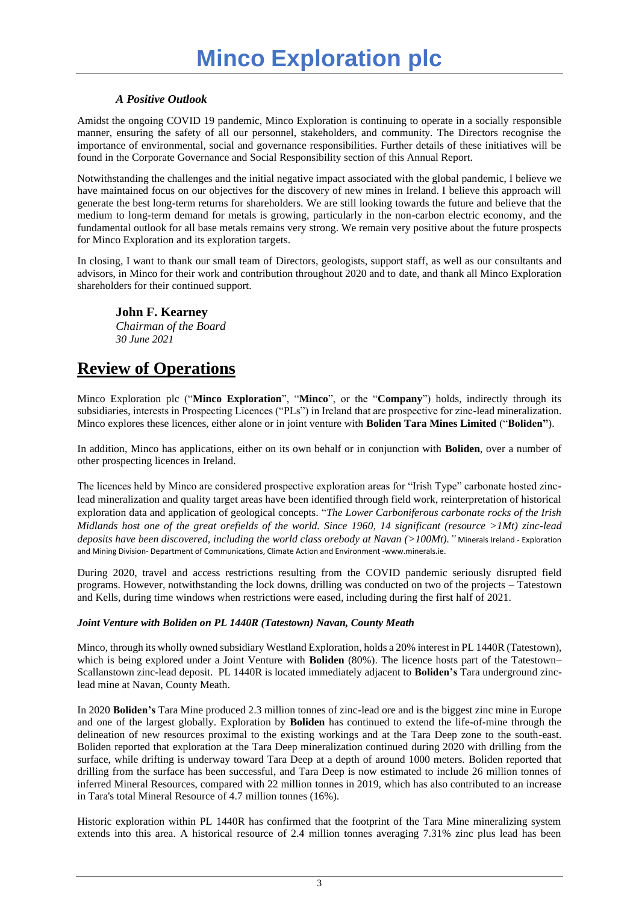### *A Positive Outlook*

Amidst the ongoing COVID 19 pandemic, Minco Exploration is continuing to operate in a socially responsible manner, ensuring the safety of all our personnel, stakeholders, and community. The Directors recognise the importance of environmental, social and governance responsibilities. Further details of these initiatives will be found in the Corporate Governance and Social Responsibility section of this Annual Report.

Notwithstanding the challenges and the initial negative impact associated with the global pandemic, I believe we have maintained focus on our objectives for the discovery of new mines in Ireland. I believe this approach will generate the best long-term returns for shareholders. We are still looking towards the future and believe that the medium to long-term demand for metals is growing, particularly in the non-carbon electric economy, and the fundamental outlook for all base metals remains very strong. We remain very positive about the future prospects for Minco Exploration and its exploration targets.

In closing, I want to thank our small team of Directors, geologists, support staff, as well as our consultants and advisors, in Minco for their work and contribution throughout 2020 and to date, and thank all Minco Exploration shareholders for their continued support.

**John F. Kearney**
*Chairman of the Board*
*30 June 2021*

# Review of Operations

Minco Exploration plc ("**Minco Exploration**", "**Minco**", or the "**Company**") holds, indirectly through its subsidiaries, interests in Prospecting Licences ("PLs") in Ireland that are prospective for zinc-lead mineralization. Minco explores these licences, either alone or in joint venture with **Boliden Tara Mines Limited** ("**Boliden"**).

In addition, Minco has applications, either on its own behalf or in conjunction with **Boliden**, over a number of other prospecting licences in Ireland.

The licences held by Minco are considered prospective exploration areas for "Irish Type" carbonate hosted zinc-lead mineralization and quality target areas have been identified through field work, reinterpretation of historical exploration data and application of geological concepts. "*The Lower Carboniferous carbonate rocks of the Irish Midlands host one of the great orefields of the world. Since 1960, 14 significant (resource >1Mt) zinc-lead deposits have been discovered, including the world class orebody at Navan (>100Mt)."* Minerals Ireland - Exploration and Mining Division- Department of Communications, Climate Action and Environment -www.minerals.ie.

During 2020, travel and access restrictions resulting from the COVID pandemic seriously disrupted field programs. However, notwithstanding the lock downs, drilling was conducted on two of the projects – Tatestown and Kells, during time windows when restrictions were eased, including during the first half of 2021.

#### *Joint Venture with Boliden on PL 1440R (Tatestown) Navan, County Meath*

Minco, through its wholly owned subsidiary Westland Exploration, holds a 20% interest in PL 1440R (Tatestown), which is being explored under a Joint Venture with **Boliden** (80%). The licence hosts part of the Tatestown–Scallanstown zinc-lead deposit. PL 1440R is located immediately adjacent to **Boliden's** Tara underground zinc-lead mine at Navan, County Meath.

In 2020 **Boliden's** Tara Mine produced 2.3 million tonnes of zinc-lead ore and is the biggest zinc mine in Europe and one of the largest globally. Exploration by **Boliden** has continued to extend the life-of-mine through the delineation of new resources proximal to the existing workings and at the Tara Deep zone to the south-east. Boliden reported that exploration at the Tara Deep mineralization continued during 2020 with drilling from the surface, while drifting is underway toward Tara Deep at a depth of around 1000 meters. Boliden reported that drilling from the surface has been successful, and Tara Deep is now estimated to include 26 million tonnes of inferred Mineral Resources, compared with 22 million tonnes in 2019, which has also contributed to an increase in Tara's total Mineral Resource of 4.7 million tonnes (16%).

Historic exploration within PL 1440R has confirmed that the footprint of the Tara Mine mineralizing system extends into this area. A historical resource of 2.4 million tonnes averaging 7.31% zinc plus lead has been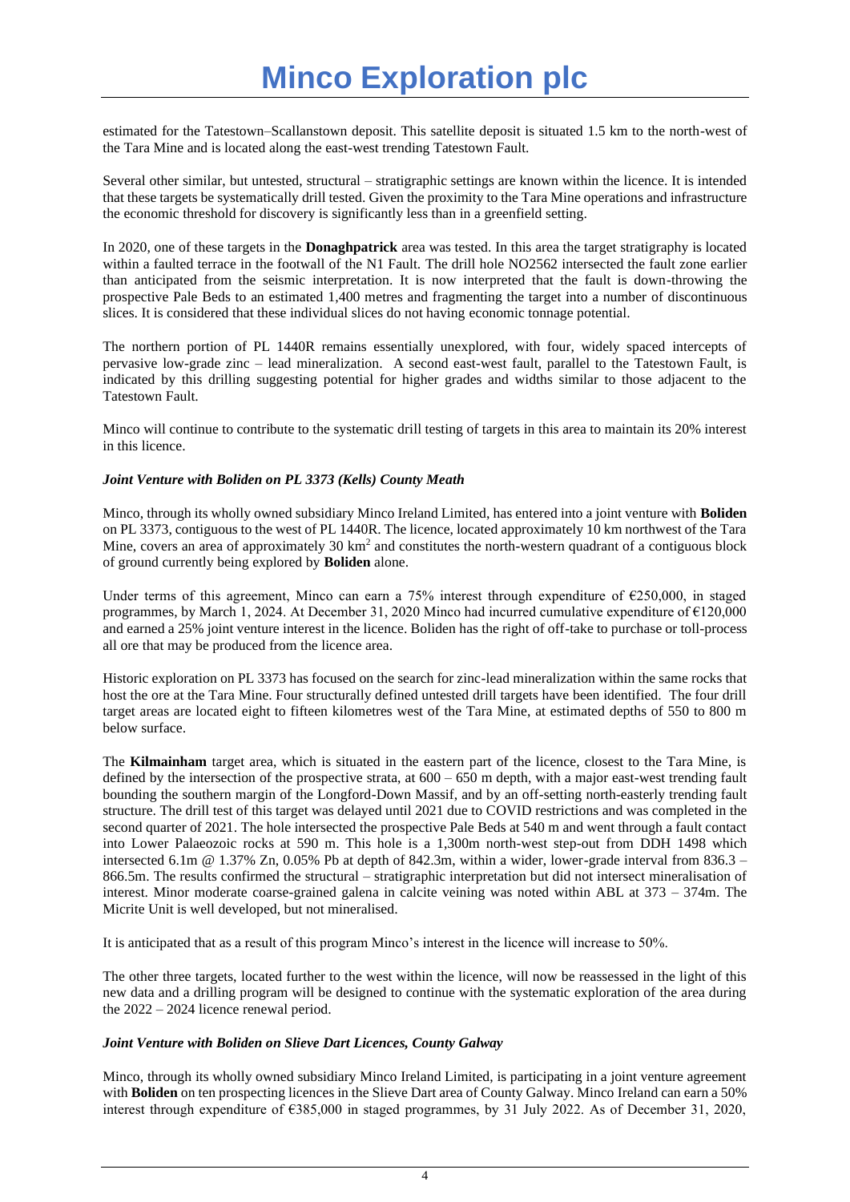estimated for the Tatestown–Scallanstown deposit. This satellite deposit is situated 1.5 km to the north-west of the Tara Mine and is located along the east-west trending Tatestown Fault.

Several other similar, but untested, structural – stratigraphic settings are known within the licence. It is intended that these targets be systematically drill tested. Given the proximity to the Tara Mine operations and infrastructure the economic threshold for discovery is significantly less than in a greenfield setting.

In 2020, one of these targets in the **Donaghpatrick** area was tested. In this area the target stratigraphy is located within a faulted terrace in the footwall of the N1 Fault. The drill hole NO2562 intersected the fault zone earlier than anticipated from the seismic interpretation. It is now interpreted that the fault is down-throwing the prospective Pale Beds to an estimated 1,400 metres and fragmenting the target into a number of discontinuous slices. It is considered that these individual slices do not having economic tonnage potential.

The northern portion of PL 1440R remains essentially unexplored, with four, widely spaced intercepts of pervasive low-grade zinc – lead mineralization. A second east-west fault, parallel to the Tatestown Fault, is indicated by this drilling suggesting potential for higher grades and widths similar to those adjacent to the Tatestown Fault.

Minco will continue to contribute to the systematic drill testing of targets in this area to maintain its 20% interest in this licence.

***Joint Venture with Boliden on PL 3373 (Kells) County Meath***

Minco, through its wholly owned subsidiary Minco Ireland Limited, has entered into a joint venture with **Boliden** on PL 3373, contiguous to the west of PL 1440R. The licence, located approximately 10 km northwest of the Tara Mine, covers an area of approximately 30 km$^2$ and constitutes the north-western quadrant of a contiguous block of ground currently being explored by **Boliden** alone.

Under terms of this agreement, Minco can earn a 75% interest through expenditure of €250,000, in staged programmes, by March 1, 2024. At December 31, 2020 Minco had incurred cumulative expenditure of €120,000 and earned a 25% joint venture interest in the licence. Boliden has the right of off-take to purchase or toll-process all ore that may be produced from the licence area.

Historic exploration on PL 3373 has focused on the search for zinc-lead mineralization within the same rocks that host the ore at the Tara Mine. Four structurally defined untested drill targets have been identified. The four drill target areas are located eight to fifteen kilometres west of the Tara Mine, at estimated depths of 550 to 800 m below surface.

The **Kilmainham** target area, which is situated in the eastern part of the licence, closest to the Tara Mine, is defined by the intersection of the prospective strata, at 600 – 650 m depth, with a major east-west trending fault bounding the southern margin of the Longford-Down Massif, and by an off-setting north-easterly trending fault structure. The drill test of this target was delayed until 2021 due to COVID restrictions and was completed in the second quarter of 2021. The hole intersected the prospective Pale Beds at 540 m and went through a fault contact into Lower Palaeozoic rocks at 590 m. This hole is a 1,300m north-west step-out from DDH 1498 which intersected 6.1m @ 1.37% Zn, 0.05% Pb at depth of 842.3m, within a wider, lower-grade interval from 836.3 – 866.5m. The results confirmed the structural – stratigraphic interpretation but did not intersect mineralisation of interest. Minor moderate coarse-grained galena in calcite veining was noted within ABL at 373 – 374m. The Micrite Unit is well developed, but not mineralised.

It is anticipated that as a result of this program Minco's interest in the licence will increase to 50%.

The other three targets, located further to the west within the licence, will now be reassessed in the light of this new data and a drilling program will be designed to continue with the systematic exploration of the area during the 2022 – 2024 licence renewal period.

***Joint Venture with Boliden on Slieve Dart Licences, County Galway***

Minco, through its wholly owned subsidiary Minco Ireland Limited, is participating in a joint venture agreement with **Boliden** on ten prospecting licences in the Slieve Dart area of County Galway. Minco Ireland can earn a 50% interest through expenditure of €385,000 in staged programmes, by 31 July 2022. As of December 31, 2020,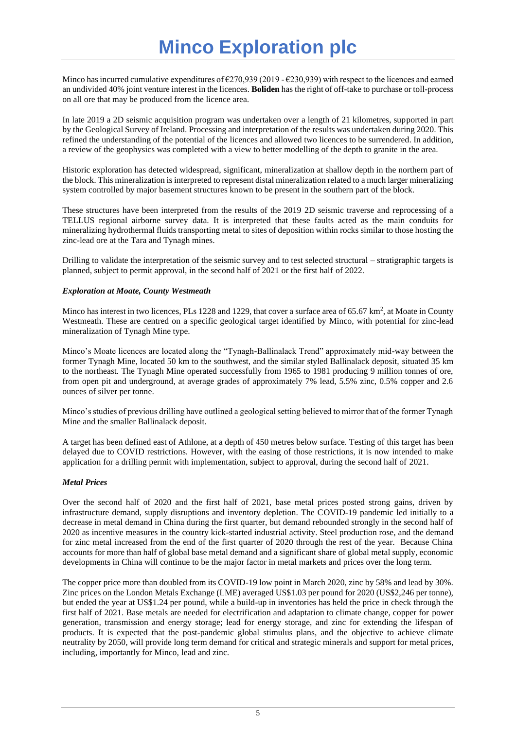Minco has incurred cumulative expenditures of €270,939 (2019 - €230,939) with respect to the licences and earned an undivided 40% joint venture interest in the licences. **Boliden** has the right of off-take to purchase or toll-process on all ore that may be produced from the licence area.

In late 2019 a 2D seismic acquisition program was undertaken over a length of 21 kilometres, supported in part by the Geological Survey of Ireland. Processing and interpretation of the results was undertaken during 2020. This refined the understanding of the potential of the licences and allowed two licences to be surrendered. In addition, a review of the geophysics was completed with a view to better modelling of the depth to granite in the area.

Historic exploration has detected widespread, significant, mineralization at shallow depth in the northern part of the block. This mineralization is interpreted to represent distal mineralization related to a much larger mineralizing system controlled by major basement structures known to be present in the southern part of the block.

These structures have been interpreted from the results of the 2019 2D seismic traverse and reprocessing of a TELLUS regional airborne survey data. It is interpreted that these faults acted as the main conduits for mineralizing hydrothermal fluids transporting metal to sites of deposition within rocks similar to those hosting the zinc-lead ore at the Tara and Tynagh mines.

Drilling to validate the interpretation of the seismic survey and to test selected structural – stratigraphic targets is planned, subject to permit approval, in the second half of 2021 or the first half of 2022.

***Exploration at Moate, County Westmeath***

Minco has interest in two licences, PLs 1228 and 1229, that cover a surface area of 65.67 km$^2$, at Moate in County Westmeath. These are centred on a specific geological target identified by Minco, with potential for zinc-lead mineralization of Tynagh Mine type.

Minco's Moate licences are located along the "Tynagh-Ballinalack Trend" approximately mid-way between the former Tynagh Mine, located 50 km to the southwest, and the similar styled Ballinalack deposit, situated 35 km to the northeast. The Tynagh Mine operated successfully from 1965 to 1981 producing 9 million tonnes of ore, from open pit and underground, at average grades of approximately 7% lead, 5.5% zinc, 0.5% copper and 2.6 ounces of silver per tonne.

Minco's studies of previous drilling have outlined a geological setting believed to mirror that of the former Tynagh Mine and the smaller Ballinalack deposit.

A target has been defined east of Athlone, at a depth of 450 metres below surface. Testing of this target has been delayed due to COVID restrictions. However, with the easing of those restrictions, it is now intended to make application for a drilling permit with implementation, subject to approval, during the second half of 2021.

***Metal Prices***

Over the second half of 2020 and the first half of 2021, base metal prices posted strong gains, driven by infrastructure demand, supply disruptions and inventory depletion. The COVID-19 pandemic led initially to a decrease in metal demand in China during the first quarter, but demand rebounded strongly in the second half of 2020 as incentive measures in the country kick-started industrial activity. Steel production rose, and the demand for zinc metal increased from the end of the first quarter of 2020 through the rest of the year. Because China accounts for more than half of global base metal demand and a significant share of global metal supply, economic developments in China will continue to be the major factor in metal markets and prices over the long term.

The copper price more than doubled from its COVID-19 low point in March 2020, zinc by 58% and lead by 30%. Zinc prices on the London Metals Exchange (LME) averaged US$1.03 per pound for 2020 (US$2,246 per tonne), but ended the year at US$1.24 per pound, while a build-up in inventories has held the price in check through the first half of 2021. Base metals are needed for electrification and adaptation to climate change, copper for power generation, transmission and energy storage; lead for energy storage, and zinc for extending the lifespan of products. It is expected that the post-pandemic global stimulus plans, and the objective to achieve climate neutrality by 2050, will provide long term demand for critical and strategic minerals and support for metal prices, including, importantly for Minco, lead and zinc.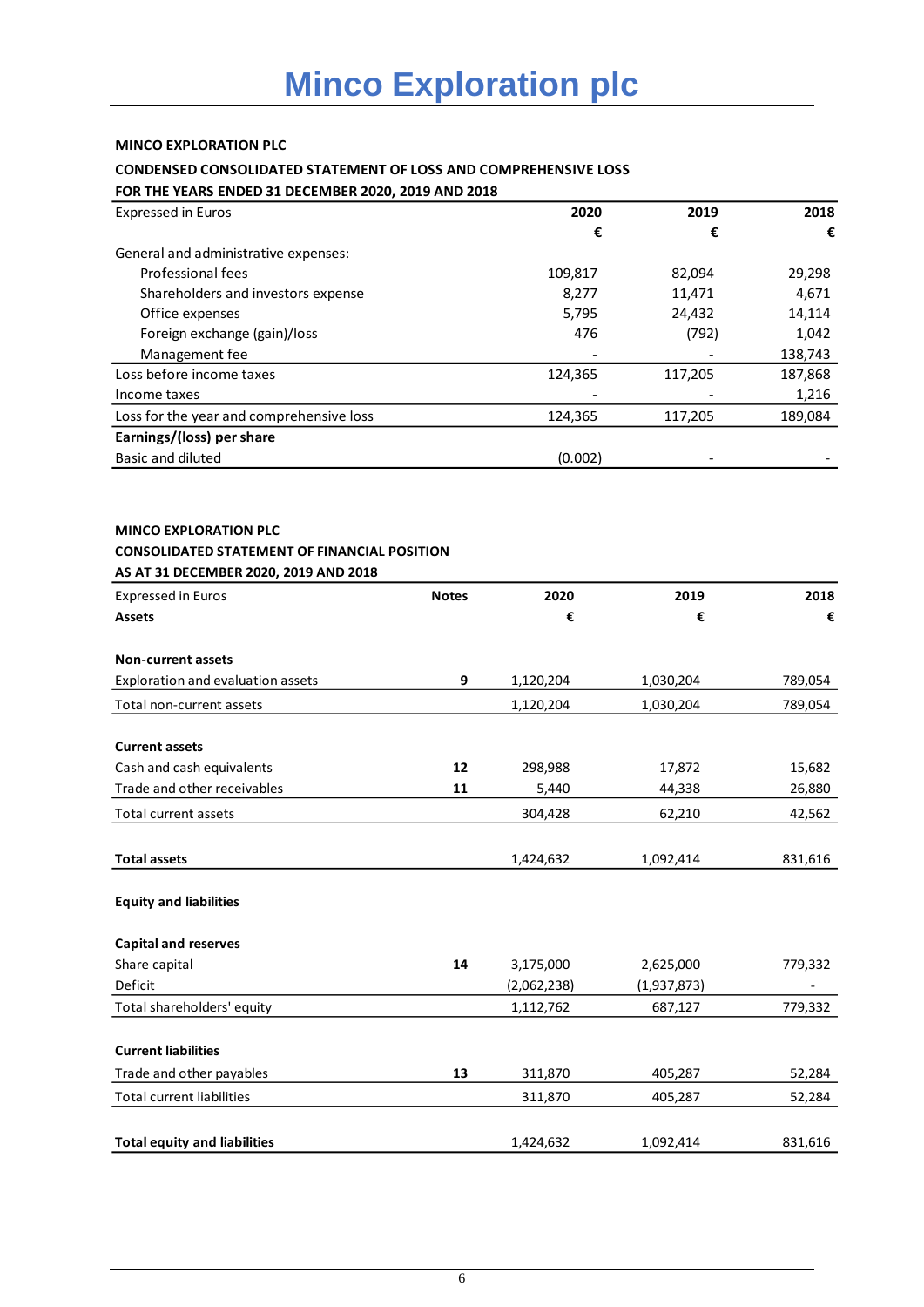# Minco Exploration plc

**MINCO EXPLORATION PLC**

**CONDENSED CONSOLIDATED STATEMENT OF LOSS AND COMPREHENSIVE LOSS**

**FOR THE YEARS ENDED 31 DECEMBER 2020, 2019 AND 2018**

| Expressed in Euros | 2020 | 2019 | 2018 |
|---|---|---|---|
| | € | € | € |
| General and administrative expenses: | | | |
| Professional fees | 109,817 | 82,094 | 29,298 |
| Shareholders and investors expense | 8,277 | 11,471 | 4,671 |
| Office expenses | 5,795 | 24,432 | 14,114 |
| Foreign exchange (gain)/loss | 476 | (792) | 1,042 |
| Management fee | - | - | 138,743 |
| Loss before income taxes | 124,365 | 117,205 | 187,868 |
| Income taxes | - | - | 1,216 |
| Loss for the year and comprehensive loss | 124,365 | 117,205 | 189,084 |
| **Earnings/(loss) per share** | | | |
| Basic and diluted | (0.002) | - | - |

**MINCO EXPLORATION PLC**

**CONSOLIDATED STATEMENT OF FINANCIAL POSITION**

**AS AT 31 DECEMBER 2020, 2019 AND 2018**

| Expressed in Euros | Notes | 2020 | 2019 | 2018 |
|---|---|---|---|---|
| **Assets** | | € | € | € |
| **Non-current assets** | | | | |
| Exploration and evaluation assets | **9** | 1,120,204 | 1,030,204 | 789,054 |
| Total non-current assets | | 1,120,204 | 1,030,204 | 789,054 |
| **Current assets** | | | | |
| Cash and cash equivalents | **12** | 298,988 | 17,872 | 15,682 |
| Trade and other receivables | **11** | 5,440 | 44,338 | 26,880 |
| Total current assets | | 304,428 | 62,210 | 42,562 |
| **Total assets** | | 1,424,632 | 1,092,414 | 831,616 |
| **Equity and liabilities** | | | | |
| **Capital and reserves** | | | | |
| Share capital | **14** | 3,175,000 | 2,625,000 | 779,332 |
| Deficit | | (2,062,238) | (1,937,873) | - |
| Total shareholders' equity | | 1,112,762 | 687,127 | 779,332 |
| **Current liabilities** | | | | |
| Trade and other payables | **13** | 311,870 | 405,287 | 52,284 |
| Total current liabilities | | 311,870 | 405,287 | 52,284 |
| **Total equity and liabilities** | | 1,424,632 | 1,092,414 | 831,616 |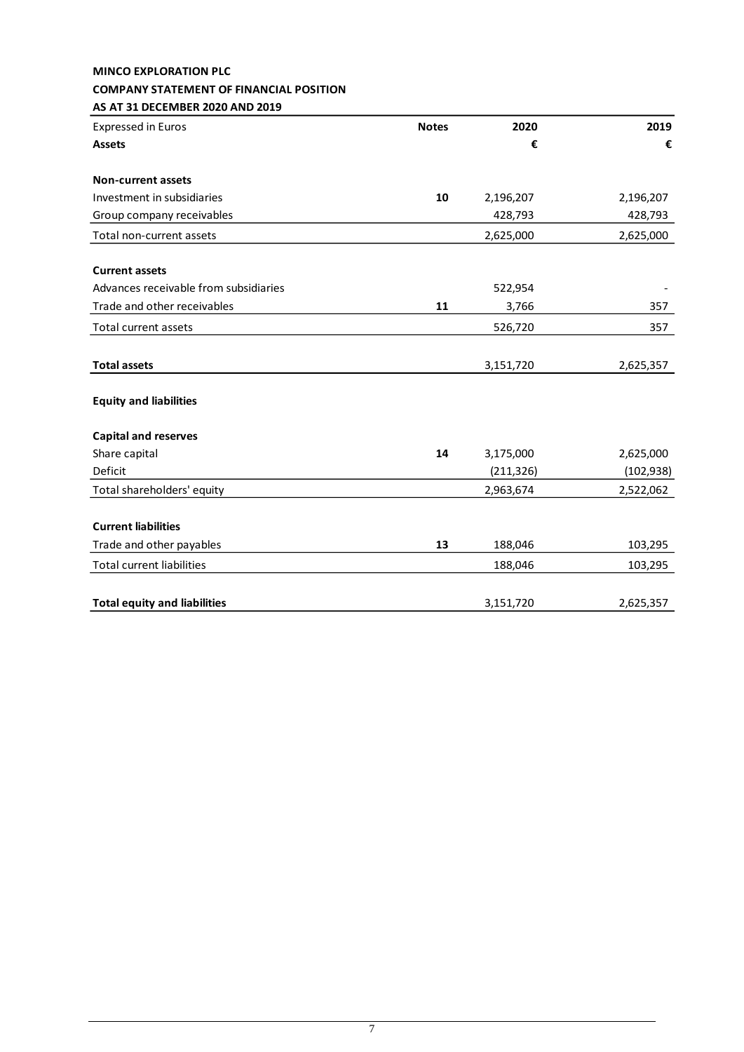**MINCO EXPLORATION PLC**

**COMPANY STATEMENT OF FINANCIAL POSITION**

**AS AT 31 DECEMBER 2020 AND 2019**

| Expressed in Euros | Notes | 2020 | 2019 |
|---|---|---|---|
| **Assets** | | **€** | **€** |
| | | | |
| **Non-current assets** | | | |
| Investment in subsidiaries | **10** | 2,196,207 | 2,196,207 |
| Group company receivables | | 428,793 | 428,793 |
| Total non-current assets | | 2,625,000 | 2,625,000 |
| | | | |
| **Current assets** | | | |
| Advances receivable from subsidiaries | | 522,954 | - |
| Trade and other receivables | **11** | 3,766 | 357 |
| Total current assets | | 526,720 | 357 |
| | | | |
| **Total assets** | | 3,151,720 | 2,625,357 |
| | | | |
| **Equity and liabilities** | | | |
| | | | |
| **Capital and reserves** | | | |
| Share capital | **14** | 3,175,000 | 2,625,000 |
| Deficit | | (211,326) | (102,938) |
| Total shareholders' equity | | 2,963,674 | 2,522,062 |
| | | | |
| **Current liabilities** | | | |
| Trade and other payables | **13** | 188,046 | 103,295 |
| Total current liabilities | | 188,046 | 103,295 |
| | | | |
| **Total equity and liabilities** | | 3,151,720 | 2,625,357 |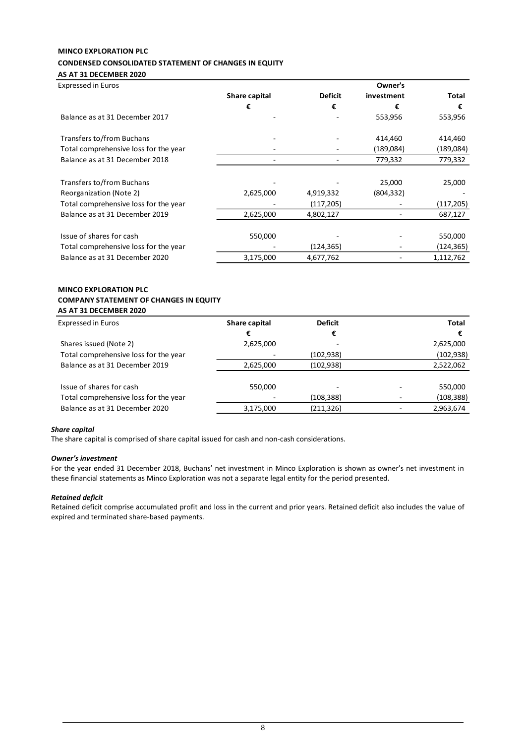**MINCO EXPLORATION PLC**

**CONDENSED CONSOLIDATED STATEMENT OF CHANGES IN EQUITY**

**AS AT 31 DECEMBER 2020**

| Expressed in Euros | Share capital | Deficit | Owner's investment | Total |
|---|---|---|---|---|
| | € | € | € | € |
| Balance as at 31 December 2017 | - | - | 553,956 | 553,956 |
| | | | | |
| Transfers to/from Buchans | - | - | 414,460 | 414,460 |
| Total comprehensive loss for the year | - | - | (189,084) | (189,084) |
| Balance as at 31 December 2018 | - | - | 779,332 | 779,332 |
| | | | | |
| Transfers to/from Buchans | - | - | 25,000 | 25,000 |
| Reorganization (Note 2) | 2,625,000 | 4,919,332 | (804,332) | - |
| Total comprehensive loss for the year | - | (117,205) | - | (117,205) |
| Balance as at 31 December 2019 | 2,625,000 | 4,802,127 | - | 687,127 |
| | | | | |
| Issue of shares for cash | 550,000 | - | - | 550,000 |
| Total comprehensive loss for the year | - | (124,365) | - | (124,365) |
| Balance as at 31 December 2020 | 3,175,000 | 4,677,762 | - | 1,112,762 |

**MINCO EXPLORATION PLC**

**COMPANY STATEMENT OF CHANGES IN EQUITY**

**AS AT 31 DECEMBER 2020**

| Expressed in Euros | Share capital | Deficit | | Total |
|---|---|---|---|---|
| | € | € | | € |
| Shares issued (Note 2) | 2,625,000 | - | | 2,625,000 |
| Total comprehensive loss for the year | - | (102,938) | | (102,938) |
| Balance as at 31 December 2019 | 2,625,000 | (102,938) | | 2,522,062 |
| | | | | |
| Issue of shares for cash | 550,000 | - | - | 550,000 |
| Total comprehensive loss for the year | - | (108,388) | - | (108,388) |
| Balance as at 31 December 2020 | 3,175,000 | (211,326) | - | 2,963,674 |

***Share capital***

The share capital is comprised of share capital issued for cash and non-cash considerations.

***Owner's investment***

For the year ended 31 December 2018, Buchans' net investment in Minco Exploration is shown as owner's net investment in these financial statements as Minco Exploration was not a separate legal entity for the period presented.

***Retained deficit***

Retained deficit comprise accumulated profit and loss in the current and prior years. Retained deficit also includes the value of expired and terminated share-based payments.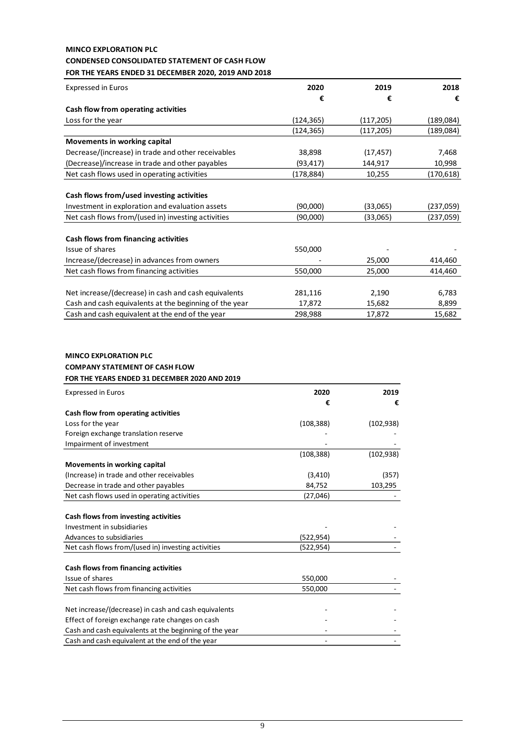**MINCO EXPLORATION PLC**
**CONDENSED CONSOLIDATED STATEMENT OF CASH FLOW**
**FOR THE YEARS ENDED 31 DECEMBER 2020, 2019 AND 2018**

| Expressed in Euros | 2020 | 2019 | 2018 |
|---|---|---|---|
| | € | € | € |
| **Cash flow from operating activities** | | | |
| Loss for the year | (124,365) | (117,205) | (189,084) |
| | (124,365) | (117,205) | (189,084) |
| **Movements in working capital** | | | |
| Decrease/(increase) in trade and other receivables | 38,898 | (17,457) | 7,468 |
| (Decrease)/increase in trade and other payables | (93,417) | 144,917 | 10,998 |
| Net cash flows used in operating activities | (178,884) | 10,255 | (170,618) |
| | | | |
| **Cash flows from/used investing activities** | | | |
| Investment in exploration and evaluation assets | (90,000) | (33,065) | (237,059) |
| Net cash flows from/(used in) investing activities | (90,000) | (33,065) | (237,059) |
| | | | |
| **Cash flows from financing activities** | | | |
| Issue of shares | 550,000 | - | - |
| Increase/(decrease) in advances from owners | - | 25,000 | 414,460 |
| Net cash flows from financing activities | 550,000 | 25,000 | 414,460 |
| | | | |
| Net increase/(decrease) in cash and cash equivalents | 281,116 | 2,190 | 6,783 |
| Cash and cash equivalents at the beginning of the year | 17,872 | 15,682 | 8,899 |
| Cash and cash equivalent at the end of the year | 298,988 | 17,872 | 15,682 |

**MINCO EXPLORATION PLC**
**COMPANY STATEMENT OF CASH FLOW**
**FOR THE YEARS ENDED 31 DECEMBER 2020 AND 2019**

| Expressed in Euros | 2020 | 2019 |
|---|---|---|
| | € | € |
| **Cash flow from operating activities** | | |
| Loss for the year | (108,388) | (102,938) |
| Foreign exchange translation reserve | - | - |
| Impairment of investment | - | - |
| | (108,388) | (102,938) |
| **Movements in working capital** | | |
| (Increase) in trade and other receivables | (3,410) | (357) |
| Decrease in trade and other payables | 84,752 | 103,295 |
| Net cash flows used in operating activities | (27,046) | - |
| | | |
| **Cash flows from investing activities** | | |
| Investment in subsidiaries | - | - |
| Advances to subsidiaries | (522,954) | - |
| Net cash flows from/(used in) investing activities | (522,954) | - |
| | | |
| **Cash flows from financing activities** | | |
| Issue of shares | 550,000 | - |
| Net cash flows from financing activities | 550,000 | - |
| | | |
| Net increase/(decrease) in cash and cash equivalents | - | - |
| Effect of foreign exchange rate changes on cash | - | - |
| Cash and cash equivalents at the beginning of the year | - | - |
| Cash and cash equivalent at the end of the year | - | - |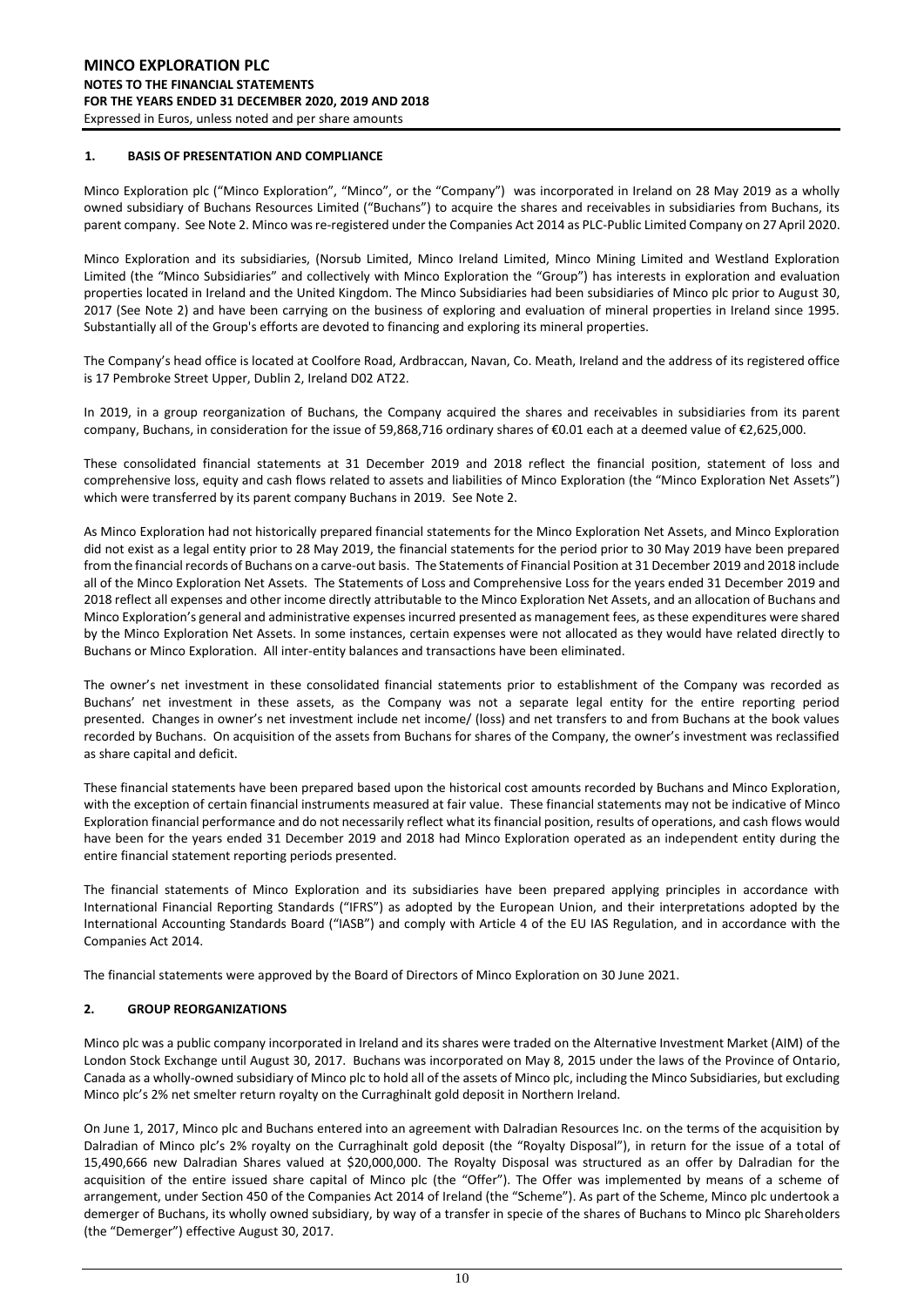**MINCO EXPLORATION PLC**
**NOTES TO THE FINANCIAL STATEMENTS**
**FOR THE YEARS ENDED 31 DECEMBER 2020, 2019 AND 2018**
Expressed in Euros, unless noted and per share amounts

## 1. BASIS OF PRESENTATION AND COMPLIANCE

Minco Exploration plc ("Minco Exploration", "Minco", or the "Company") was incorporated in Ireland on 28 May 2019 as a wholly owned subsidiary of Buchans Resources Limited ("Buchans") to acquire the shares and receivables in subsidiaries from Buchans, its parent company. See Note 2. Minco was re-registered under the Companies Act 2014 as PLC-Public Limited Company on 27 April 2020.

Minco Exploration and its subsidiaries, (Norsub Limited, Minco Ireland Limited, Minco Mining Limited and Westland Exploration Limited (the "Minco Subsidiaries" and collectively with Minco Exploration the "Group") has interests in exploration and evaluation properties located in Ireland and the United Kingdom. The Minco Subsidiaries had been subsidiaries of Minco plc prior to August 30, 2017 (See Note 2) and have been carrying on the business of exploring and evaluation of mineral properties in Ireland since 1995. Substantially all of the Group's efforts are devoted to financing and exploring its mineral properties.

The Company's head office is located at Coolfore Road, Ardbraccan, Navan, Co. Meath, Ireland and the address of its registered office is 17 Pembroke Street Upper, Dublin 2, Ireland D02 AT22.

In 2019, in a group reorganization of Buchans, the Company acquired the shares and receivables in subsidiaries from its parent company, Buchans, in consideration for the issue of 59,868,716 ordinary shares of €0.01 each at a deemed value of €2,625,000.

These consolidated financial statements at 31 December 2019 and 2018 reflect the financial position, statement of loss and comprehensive loss, equity and cash flows related to assets and liabilities of Minco Exploration (the "Minco Exploration Net Assets") which were transferred by its parent company Buchans in 2019. See Note 2.

As Minco Exploration had not historically prepared financial statements for the Minco Exploration Net Assets, and Minco Exploration did not exist as a legal entity prior to 28 May 2019, the financial statements for the period prior to 30 May 2019 have been prepared from the financial records of Buchans on a carve-out basis. The Statements of Financial Position at 31 December 2019 and 2018 include all of the Minco Exploration Net Assets. The Statements of Loss and Comprehensive Loss for the years ended 31 December 2019 and 2018 reflect all expenses and other income directly attributable to the Minco Exploration Net Assets, and an allocation of Buchans and Minco Exploration's general and administrative expenses incurred presented as management fees, as these expenditures were shared by the Minco Exploration Net Assets. In some instances, certain expenses were not allocated as they would have related directly to Buchans or Minco Exploration. All inter-entity balances and transactions have been eliminated.

The owner's net investment in these consolidated financial statements prior to establishment of the Company was recorded as Buchans' net investment in these assets, as the Company was not a separate legal entity for the entire reporting period presented. Changes in owner's net investment include net income/ (loss) and net transfers to and from Buchans at the book values recorded by Buchans. On acquisition of the assets from Buchans for shares of the Company, the owner's investment was reclassified as share capital and deficit.

These financial statements have been prepared based upon the historical cost amounts recorded by Buchans and Minco Exploration, with the exception of certain financial instruments measured at fair value. These financial statements may not be indicative of Minco Exploration financial performance and do not necessarily reflect what its financial position, results of operations, and cash flows would have been for the years ended 31 December 2019 and 2018 had Minco Exploration operated as an independent entity during the entire financial statement reporting periods presented.

The financial statements of Minco Exploration and its subsidiaries have been prepared applying principles in accordance with International Financial Reporting Standards ("IFRS") as adopted by the European Union, and their interpretations adopted by the International Accounting Standards Board ("IASB") and comply with Article 4 of the EU IAS Regulation, and in accordance with the Companies Act 2014.

The financial statements were approved by the Board of Directors of Minco Exploration on 30 June 2021.

## 2. GROUP REORGANIZATIONS

Minco plc was a public company incorporated in Ireland and its shares were traded on the Alternative Investment Market (AIM) of the London Stock Exchange until August 30, 2017. Buchans was incorporated on May 8, 2015 under the laws of the Province of Ontario, Canada as a wholly-owned subsidiary of Minco plc to hold all of the assets of Minco plc, including the Minco Subsidiaries, but excluding Minco plc's 2% net smelter return royalty on the Curraghinalt gold deposit in Northern Ireland.

On June 1, 2017, Minco plc and Buchans entered into an agreement with Dalradian Resources Inc. on the terms of the acquisition by Dalradian of Minco plc's 2% royalty on the Curraghinalt gold deposit (the "Royalty Disposal"), in return for the issue of a total of 15,490,666 new Dalradian Shares valued at $20,000,000. The Royalty Disposal was structured as an offer by Dalradian for the acquisition of the entire issued share capital of Minco plc (the "Offer"). The Offer was implemented by means of a scheme of arrangement, under Section 450 of the Companies Act 2014 of Ireland (the "Scheme"). As part of the Scheme, Minco plc undertook a demerger of Buchans, its wholly owned subsidiary, by way of a transfer in specie of the shares of Buchans to Minco plc Shareholders (the "Demerger") effective August 30, 2017.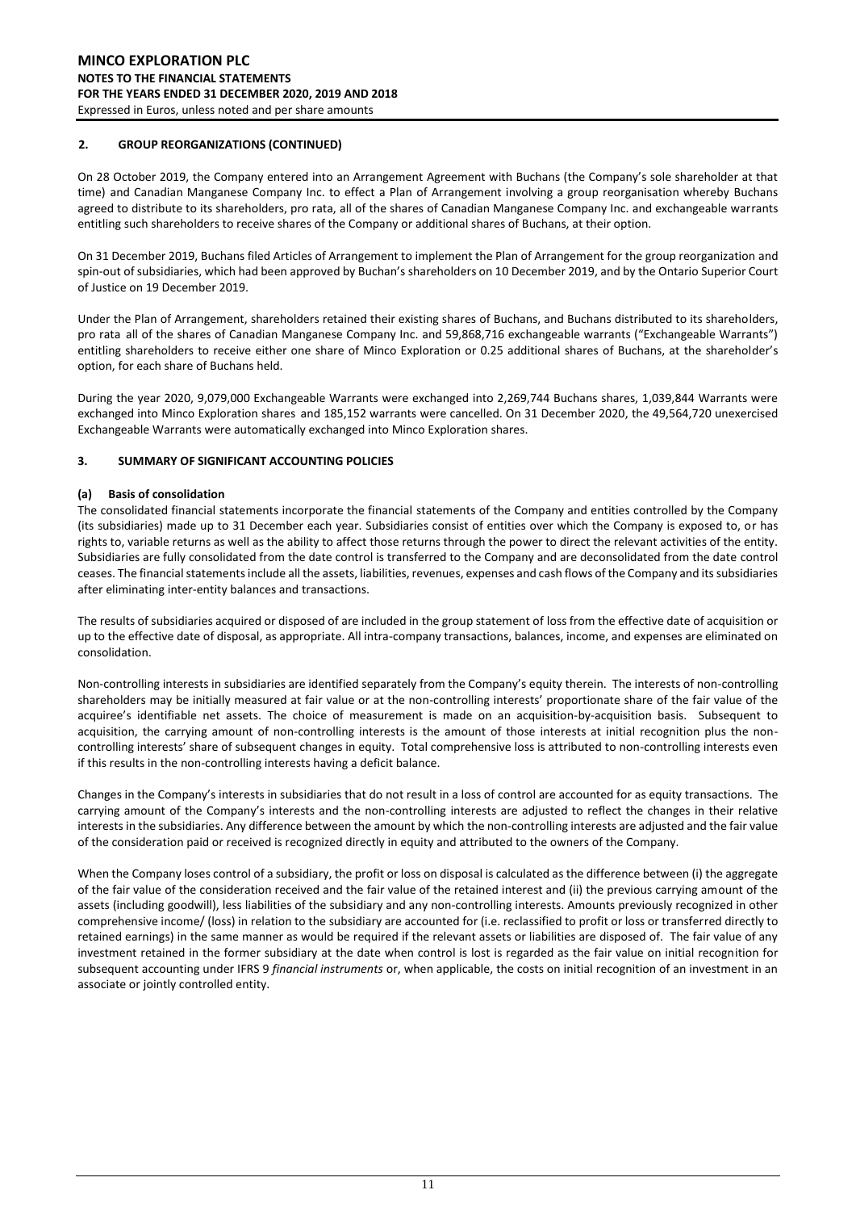## 2. GROUP REORGANIZATIONS (CONTINUED)

On 28 October 2019, the Company entered into an Arrangement Agreement with Buchans (the Company's sole shareholder at that time) and Canadian Manganese Company Inc. to effect a Plan of Arrangement involving a group reorganisation whereby Buchans agreed to distribute to its shareholders, pro rata, all of the shares of Canadian Manganese Company Inc. and exchangeable warrants entitling such shareholders to receive shares of the Company or additional shares of Buchans, at their option.

On 31 December 2019, Buchans filed Articles of Arrangement to implement the Plan of Arrangement for the group reorganization and spin-out of subsidiaries, which had been approved by Buchan's shareholders on 10 December 2019, and by the Ontario Superior Court of Justice on 19 December 2019.

Under the Plan of Arrangement, shareholders retained their existing shares of Buchans, and Buchans distributed to its shareholders, pro rata all of the shares of Canadian Manganese Company Inc. and 59,868,716 exchangeable warrants ("Exchangeable Warrants") entitling shareholders to receive either one share of Minco Exploration or 0.25 additional shares of Buchans, at the shareholder's option, for each share of Buchans held.

During the year 2020, 9,079,000 Exchangeable Warrants were exchanged into 2,269,744 Buchans shares, 1,039,844 Warrants were exchanged into Minco Exploration shares and 185,152 warrants were cancelled. On 31 December 2020, the 49,564,720 unexercised Exchangeable Warrants were automatically exchanged into Minco Exploration shares.

## 3. SUMMARY OF SIGNIFICANT ACCOUNTING POLICIES

### (a) Basis of consolidation

The consolidated financial statements incorporate the financial statements of the Company and entities controlled by the Company (its subsidiaries) made up to 31 December each year. Subsidiaries consist of entities over which the Company is exposed to, or has rights to, variable returns as well as the ability to affect those returns through the power to direct the relevant activities of the entity. Subsidiaries are fully consolidated from the date control is transferred to the Company and are deconsolidated from the date control ceases. The financial statements include all the assets, liabilities, revenues, expenses and cash flows of the Company and its subsidiaries after eliminating inter-entity balances and transactions.

The results of subsidiaries acquired or disposed of are included in the group statement of loss from the effective date of acquisition or up to the effective date of disposal, as appropriate. All intra-company transactions, balances, income, and expenses are eliminated on consolidation.

Non-controlling interests in subsidiaries are identified separately from the Company's equity therein. The interests of non-controlling shareholders may be initially measured at fair value or at the non-controlling interests' proportionate share of the fair value of the acquiree's identifiable net assets. The choice of measurement is made on an acquisition-by-acquisition basis. Subsequent to acquisition, the carrying amount of non-controlling interests is the amount of those interests at initial recognition plus the non-controlling interests' share of subsequent changes in equity. Total comprehensive loss is attributed to non-controlling interests even if this results in the non-controlling interests having a deficit balance.

Changes in the Company's interests in subsidiaries that do not result in a loss of control are accounted for as equity transactions. The carrying amount of the Company's interests and the non-controlling interests are adjusted to reflect the changes in their relative interests in the subsidiaries. Any difference between the amount by which the non-controlling interests are adjusted and the fair value of the consideration paid or received is recognized directly in equity and attributed to the owners of the Company.

When the Company loses control of a subsidiary, the profit or loss on disposal is calculated as the difference between (i) the aggregate of the fair value of the consideration received and the fair value of the retained interest and (ii) the previous carrying amount of the assets (including goodwill), less liabilities of the subsidiary and any non-controlling interests. Amounts previously recognized in other comprehensive income/ (loss) in relation to the subsidiary are accounted for (i.e. reclassified to profit or loss or transferred directly to retained earnings) in the same manner as would be required if the relevant assets or liabilities are disposed of. The fair value of any investment retained in the former subsidiary at the date when control is lost is regarded as the fair value on initial recognition for subsequent accounting under IFRS 9 *financial instruments* or, when applicable, the costs on initial recognition of an investment in an associate or jointly controlled entity.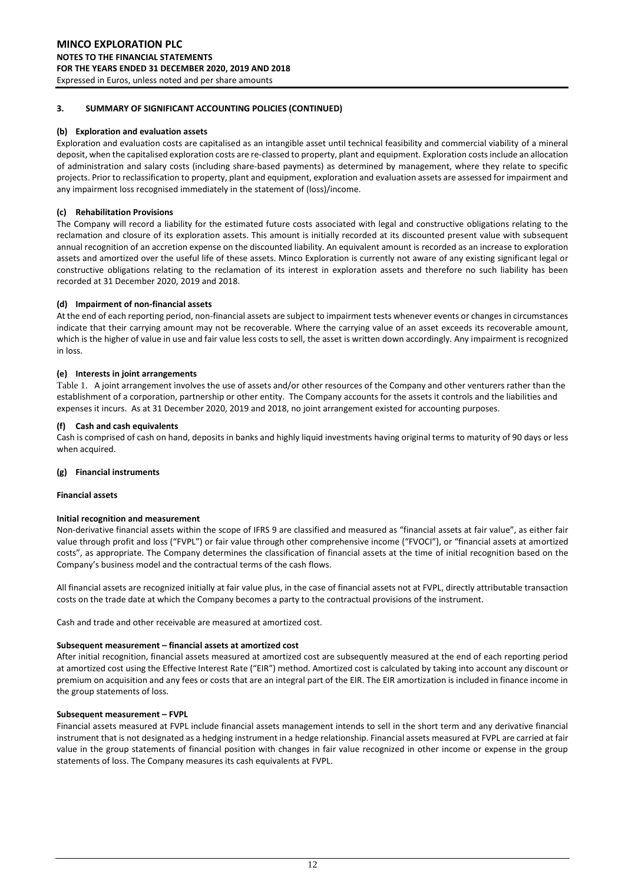### 3. SUMMARY OF SIGNIFICANT ACCOUNTING POLICIES (CONTINUED)

**(b) Exploration and evaluation assets**

Exploration and evaluation costs are capitalised as an intangible asset until technical feasibility and commercial viability of a mineral deposit, when the capitalised exploration costs are re-classed to property, plant and equipment. Exploration costs include an allocation of administration and salary costs (including share-based payments) as determined by management, where they relate to specific projects. Prior to reclassification to property, plant and equipment, exploration and evaluation assets are assessed for impairment and any impairment loss recognised immediately in the statement of (loss)/income.

**(c) Rehabilitation Provisions**

The Company will record a liability for the estimated future costs associated with legal and constructive obligations relating to the reclamation and closure of its exploration assets. This amount is initially recorded at its discounted present value with subsequent annual recognition of an accretion expense on the discounted liability. An equivalent amount is recorded as an increase to exploration assets and amortized over the useful life of these assets. Minco Exploration is currently not aware of any existing significant legal or constructive obligations relating to the reclamation of its interest in exploration assets and therefore no such liability has been recorded at 31 December 2020, 2019 and 2018.

**(d) Impairment of non-financial assets**

At the end of each reporting period, non-financial assets are subject to impairment tests whenever events or changes in circumstances indicate that their carrying amount may not be recoverable. Where the carrying value of an asset exceeds its recoverable amount, which is the higher of value in use and fair value less costs to sell, the asset is written down accordingly. Any impairment is recognized in loss.

**(e) Interests in joint arrangements**

Table 1. A joint arrangement involves the use of assets and/or other resources of the Company and other venturers rather than the establishment of a corporation, partnership or other entity. The Company accounts for the assets it controls and the liabilities and expenses it incurs. As at 31 December 2020, 2019 and 2018, no joint arrangement existed for accounting purposes.

**(f) Cash and cash equivalents**

Cash is comprised of cash on hand, deposits in banks and highly liquid investments having original terms to maturity of 90 days or less when acquired.

**(g) Financial instruments**

**Financial assets**

**Initial recognition and measurement**

Non-derivative financial assets within the scope of IFRS 9 are classified and measured as "financial assets at fair value", as either fair value through profit and loss ("FVPL") or fair value through other comprehensive income ("FVOCI"), or "financial assets at amortized costs", as appropriate. The Company determines the classification of financial assets at the time of initial recognition based on the Company's business model and the contractual terms of the cash flows.

All financial assets are recognized initially at fair value plus, in the case of financial assets not at FVPL, directly attributable transaction costs on the trade date at which the Company becomes a party to the contractual provisions of the instrument.

Cash and trade and other receivable are measured at amortized cost.

**Subsequent measurement – financial assets at amortized cost**

After initial recognition, financial assets measured at amortized cost are subsequently measured at the end of each reporting period at amortized cost using the Effective Interest Rate ("EIR") method. Amortized cost is calculated by taking into account any discount or premium on acquisition and any fees or costs that are an integral part of the EIR. The EIR amortization is included in finance income in the group statements of loss.

**Subsequent measurement – FVPL**

Financial assets measured at FVPL include financial assets management intends to sell in the short term and any derivative financial instrument that is not designated as a hedging instrument in a hedge relationship. Financial assets measured at FVPL are carried at fair value in the group statements of financial position with changes in fair value recognized in other income or expense in the group statements of loss. The Company measures its cash equivalents at FVPL.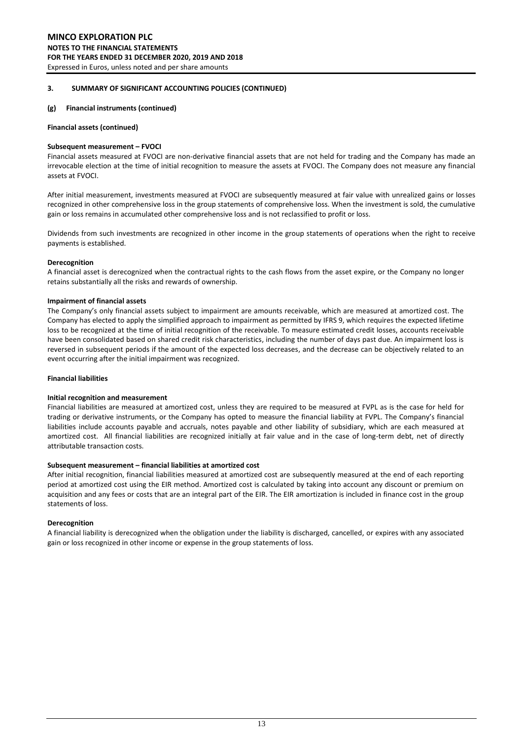## 3. SUMMARY OF SIGNIFICANT ACCOUNTING POLICIES (CONTINUED)

### (g) Financial instruments (continued)

**Financial assets (continued)**

**Subsequent measurement – FVOCI**

Financial assets measured at FVOCI are non-derivative financial assets that are not held for trading and the Company has made an irrevocable election at the time of initial recognition to measure the assets at FVOCI. The Company does not measure any financial assets at FVOCI.

After initial measurement, investments measured at FVOCI are subsequently measured at fair value with unrealized gains or losses recognized in other comprehensive loss in the group statements of comprehensive loss. When the investment is sold, the cumulative gain or loss remains in accumulated other comprehensive loss and is not reclassified to profit or loss.

Dividends from such investments are recognized in other income in the group statements of operations when the right to receive payments is established.

**Derecognition**

A financial asset is derecognized when the contractual rights to the cash flows from the asset expire, or the Company no longer retains substantially all the risks and rewards of ownership.

**Impairment of financial assets**

The Company's only financial assets subject to impairment are amounts receivable, which are measured at amortized cost. The Company has elected to apply the simplified approach to impairment as permitted by IFRS 9, which requires the expected lifetime loss to be recognized at the time of initial recognition of the receivable. To measure estimated credit losses, accounts receivable have been consolidated based on shared credit risk characteristics, including the number of days past due. An impairment loss is reversed in subsequent periods if the amount of the expected loss decreases, and the decrease can be objectively related to an event occurring after the initial impairment was recognized.

**Financial liabilities**

**Initial recognition and measurement**

Financial liabilities are measured at amortized cost, unless they are required to be measured at FVPL as is the case for held for trading or derivative instruments, or the Company has opted to measure the financial liability at FVPL. The Company's financial liabilities include accounts payable and accruals, notes payable and other liability of subsidiary, which are each measured at amortized cost. All financial liabilities are recognized initially at fair value and in the case of long-term debt, net of directly attributable transaction costs.

**Subsequent measurement – financial liabilities at amortized cost**

After initial recognition, financial liabilities measured at amortized cost are subsequently measured at the end of each reporting period at amortized cost using the EIR method. Amortized cost is calculated by taking into account any discount or premium on acquisition and any fees or costs that are an integral part of the EIR. The EIR amortization is included in finance cost in the group statements of loss.

**Derecognition**

A financial liability is derecognized when the obligation under the liability is discharged, cancelled, or expires with any associated gain or loss recognized in other income or expense in the group statements of loss.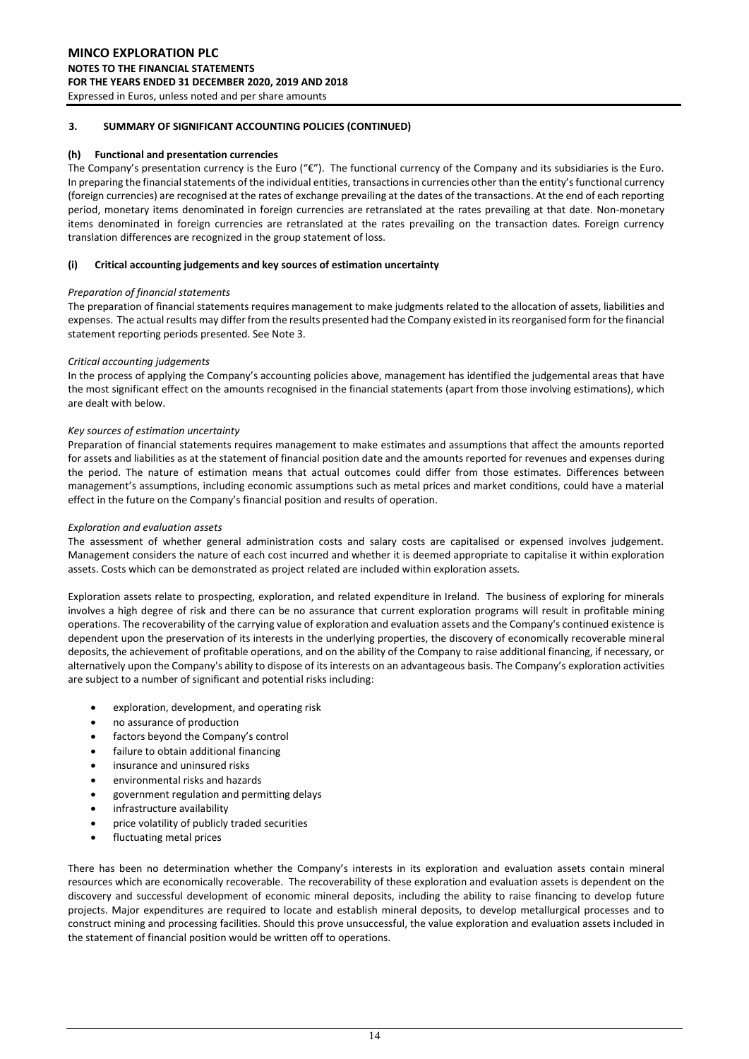## 3. SUMMARY OF SIGNIFICANT ACCOUNTING POLICIES (CONTINUED)

### (h) Functional and presentation currencies

The Company's presentation currency is the Euro ("€"). The functional currency of the Company and its subsidiaries is the Euro. In preparing the financial statements of the individual entities, transactions in currencies other than the entity's functional currency (foreign currencies) are recognised at the rates of exchange prevailing at the dates of the transactions. At the end of each reporting period, monetary items denominated in foreign currencies are retranslated at the rates prevailing at that date. Non-monetary items denominated in foreign currencies are retranslated at the rates prevailing on the transaction dates. Foreign currency translation differences are recognized in the group statement of loss.

### (i) Critical accounting judgements and key sources of estimation uncertainty

*Preparation of financial statements*

The preparation of financial statements requires management to make judgments related to the allocation of assets, liabilities and expenses. The actual results may differ from the results presented had the Company existed in its reorganised form for the financial statement reporting periods presented. See Note 3.

*Critical accounting judgements*

In the process of applying the Company's accounting policies above, management has identified the judgemental areas that have the most significant effect on the amounts recognised in the financial statements (apart from those involving estimations), which are dealt with below.

*Key sources of estimation uncertainty*

Preparation of financial statements requires management to make estimates and assumptions that affect the amounts reported for assets and liabilities as at the statement of financial position date and the amounts reported for revenues and expenses during the period. The nature of estimation means that actual outcomes could differ from those estimates. Differences between management's assumptions, including economic assumptions such as metal prices and market conditions, could have a material effect in the future on the Company's financial position and results of operation.

*Exploration and evaluation assets*

The assessment of whether general administration costs and salary costs are capitalised or expensed involves judgement. Management considers the nature of each cost incurred and whether it is deemed appropriate to capitalise it within exploration assets. Costs which can be demonstrated as project related are included within exploration assets.

Exploration assets relate to prospecting, exploration, and related expenditure in Ireland. The business of exploring for minerals involves a high degree of risk and there can be no assurance that current exploration programs will result in profitable mining operations. The recoverability of the carrying value of exploration and evaluation assets and the Company's continued existence is dependent upon the preservation of its interests in the underlying properties, the discovery of economically recoverable mineral deposits, the achievement of profitable operations, and on the ability of the Company to raise additional financing, if necessary, or alternatively upon the Company's ability to dispose of its interests on an advantageous basis. The Company's exploration activities are subject to a number of significant and potential risks including:

- exploration, development, and operating risk
- no assurance of production
- factors beyond the Company's control
- failure to obtain additional financing
- insurance and uninsured risks
- environmental risks and hazards
- government regulation and permitting delays
- infrastructure availability
- price volatility of publicly traded securities
- fluctuating metal prices

There has been no determination whether the Company's interests in its exploration and evaluation assets contain mineral resources which are economically recoverable. The recoverability of these exploration and evaluation assets is dependent on the discovery and successful development of economic mineral deposits, including the ability to raise financing to develop future projects. Major expenditures are required to locate and establish mineral deposits, to develop metallurgical processes and to construct mining and processing facilities. Should this prove unsuccessful, the value exploration and evaluation assets included in the statement of financial position would be written off to operations.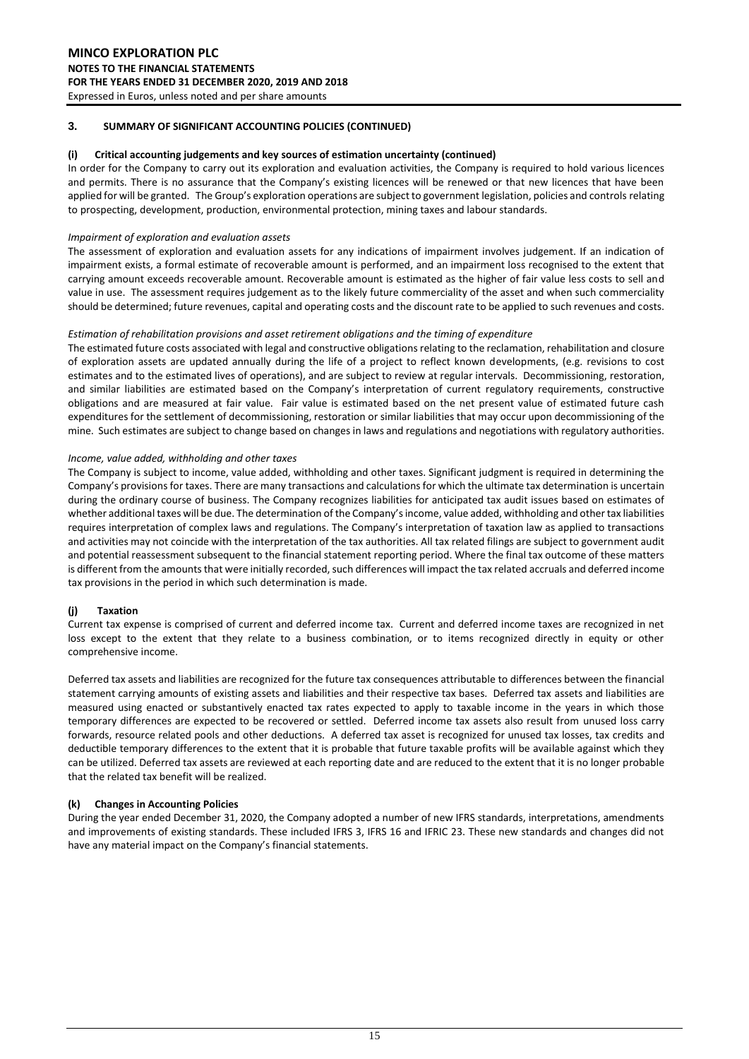## 3. SUMMARY OF SIGNIFICANT ACCOUNTING POLICIES (CONTINUED)

### (i) Critical accounting judgements and key sources of estimation uncertainty (continued)

In order for the Company to carry out its exploration and evaluation activities, the Company is required to hold various licences and permits. There is no assurance that the Company's existing licences will be renewed or that new licences that have been applied for will be granted. The Group's exploration operations are subject to government legislation, policies and controls relating to prospecting, development, production, environmental protection, mining taxes and labour standards.

*Impairment of exploration and evaluation assets*

The assessment of exploration and evaluation assets for any indications of impairment involves judgement. If an indication of impairment exists, a formal estimate of recoverable amount is performed, and an impairment loss recognised to the extent that carrying amount exceeds recoverable amount. Recoverable amount is estimated as the higher of fair value less costs to sell and value in use. The assessment requires judgement as to the likely future commerciality of the asset and when such commerciality should be determined; future revenues, capital and operating costs and the discount rate to be applied to such revenues and costs.

*Estimation of rehabilitation provisions and asset retirement obligations and the timing of expenditure*

The estimated future costs associated with legal and constructive obligations relating to the reclamation, rehabilitation and closure of exploration assets are updated annually during the life of a project to reflect known developments, (e.g. revisions to cost estimates and to the estimated lives of operations), and are subject to review at regular intervals. Decommissioning, restoration, and similar liabilities are estimated based on the Company's interpretation of current regulatory requirements, constructive obligations and are measured at fair value. Fair value is estimated based on the net present value of estimated future cash expenditures for the settlement of decommissioning, restoration or similar liabilities that may occur upon decommissioning of the mine. Such estimates are subject to change based on changes in laws and regulations and negotiations with regulatory authorities.

*Income, value added, withholding and other taxes*

The Company is subject to income, value added, withholding and other taxes. Significant judgment is required in determining the Company's provisions for taxes. There are many transactions and calculations for which the ultimate tax determination is uncertain during the ordinary course of business. The Company recognizes liabilities for anticipated tax audit issues based on estimates of whether additional taxes will be due. The determination of the Company's income, value added, withholding and other tax liabilities requires interpretation of complex laws and regulations. The Company's interpretation of taxation law as applied to transactions and activities may not coincide with the interpretation of the tax authorities. All tax related filings are subject to government audit and potential reassessment subsequent to the financial statement reporting period. Where the final tax outcome of these matters is different from the amounts that were initially recorded, such differences will impact the tax related accruals and deferred income tax provisions in the period in which such determination is made.

### (j) Taxation

Current tax expense is comprised of current and deferred income tax. Current and deferred income taxes are recognized in net loss except to the extent that they relate to a business combination, or to items recognized directly in equity or other comprehensive income.

Deferred tax assets and liabilities are recognized for the future tax consequences attributable to differences between the financial statement carrying amounts of existing assets and liabilities and their respective tax bases. Deferred tax assets and liabilities are measured using enacted or substantively enacted tax rates expected to apply to taxable income in the years in which those temporary differences are expected to be recovered or settled. Deferred income tax assets also result from unused loss carry forwards, resource related pools and other deductions. A deferred tax asset is recognized for unused tax losses, tax credits and deductible temporary differences to the extent that it is probable that future taxable profits will be available against which they can be utilized. Deferred tax assets are reviewed at each reporting date and are reduced to the extent that it is no longer probable that the related tax benefit will be realized.

### (k) Changes in Accounting Policies

During the year ended December 31, 2020, the Company adopted a number of new IFRS standards, interpretations, amendments and improvements of existing standards. These included IFRS 3, IFRS 16 and IFRIC 23. These new standards and changes did not have any material impact on the Company's financial statements.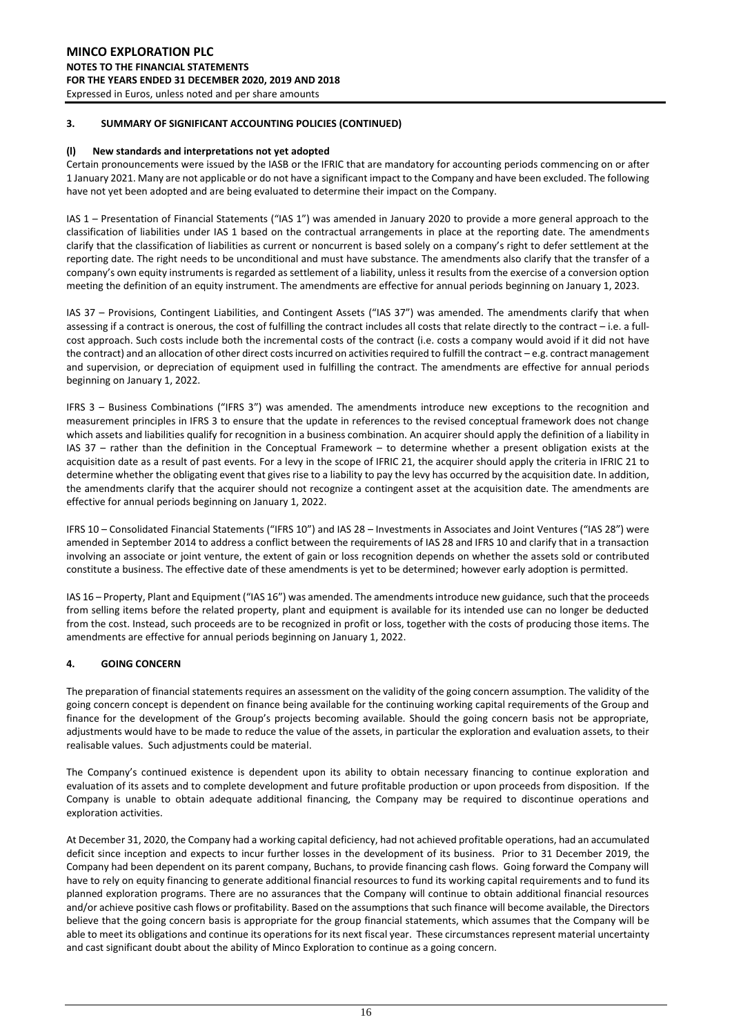## 3. SUMMARY OF SIGNIFICANT ACCOUNTING POLICIES (CONTINUED)

### (l) New standards and interpretations not yet adopted

Certain pronouncements were issued by the IASB or the IFRIC that are mandatory for accounting periods commencing on or after 1 January 2021. Many are not applicable or do not have a significant impact to the Company and have been excluded. The following have not yet been adopted and are being evaluated to determine their impact on the Company.

IAS 1 – Presentation of Financial Statements ("IAS 1") was amended in January 2020 to provide a more general approach to the classification of liabilities under IAS 1 based on the contractual arrangements in place at the reporting date. The amendments clarify that the classification of liabilities as current or noncurrent is based solely on a company's right to defer settlement at the reporting date. The right needs to be unconditional and must have substance. The amendments also clarify that the transfer of a company's own equity instruments is regarded as settlement of a liability, unless it results from the exercise of a conversion option meeting the definition of an equity instrument. The amendments are effective for annual periods beginning on January 1, 2023.

IAS 37 – Provisions, Contingent Liabilities, and Contingent Assets ("IAS 37") was amended. The amendments clarify that when assessing if a contract is onerous, the cost of fulfilling the contract includes all costs that relate directly to the contract – i.e. a full-cost approach. Such costs include both the incremental costs of the contract (i.e. costs a company would avoid if it did not have the contract) and an allocation of other direct costs incurred on activities required to fulfill the contract – e.g. contract management and supervision, or depreciation of equipment used in fulfilling the contract. The amendments are effective for annual periods beginning on January 1, 2022.

IFRS 3 – Business Combinations ("IFRS 3") was amended. The amendments introduce new exceptions to the recognition and measurement principles in IFRS 3 to ensure that the update in references to the revised conceptual framework does not change which assets and liabilities qualify for recognition in a business combination. An acquirer should apply the definition of a liability in IAS 37 – rather than the definition in the Conceptual Framework – to determine whether a present obligation exists at the acquisition date as a result of past events. For a levy in the scope of IFRIC 21, the acquirer should apply the criteria in IFRIC 21 to determine whether the obligating event that gives rise to a liability to pay the levy has occurred by the acquisition date. In addition, the amendments clarify that the acquirer should not recognize a contingent asset at the acquisition date. The amendments are effective for annual periods beginning on January 1, 2022.

IFRS 10 – Consolidated Financial Statements ("IFRS 10") and IAS 28 – Investments in Associates and Joint Ventures ("IAS 28") were amended in September 2014 to address a conflict between the requirements of IAS 28 and IFRS 10 and clarify that in a transaction involving an associate or joint venture, the extent of gain or loss recognition depends on whether the assets sold or contributed constitute a business. The effective date of these amendments is yet to be determined; however early adoption is permitted.

IAS 16 – Property, Plant and Equipment ("IAS 16") was amended. The amendments introduce new guidance, such that the proceeds from selling items before the related property, plant and equipment is available for its intended use can no longer be deducted from the cost. Instead, such proceeds are to be recognized in profit or loss, together with the costs of producing those items. The amendments are effective for annual periods beginning on January 1, 2022.

## 4. GOING CONCERN

The preparation of financial statements requires an assessment on the validity of the going concern assumption. The validity of the going concern concept is dependent on finance being available for the continuing working capital requirements of the Group and finance for the development of the Group's projects becoming available. Should the going concern basis not be appropriate, adjustments would have to be made to reduce the value of the assets, in particular the exploration and evaluation assets, to their realisable values. Such adjustments could be material.

The Company's continued existence is dependent upon its ability to obtain necessary financing to continue exploration and evaluation of its assets and to complete development and future profitable production or upon proceeds from disposition. If the Company is unable to obtain adequate additional financing, the Company may be required to discontinue operations and exploration activities.

At December 31, 2020, the Company had a working capital deficiency, had not achieved profitable operations, had an accumulated deficit since inception and expects to incur further losses in the development of its business. Prior to 31 December 2019, the Company had been dependent on its parent company, Buchans, to provide financing cash flows. Going forward the Company will have to rely on equity financing to generate additional financial resources to fund its working capital requirements and to fund its planned exploration programs. There are no assurances that the Company will continue to obtain additional financial resources and/or achieve positive cash flows or profitability. Based on the assumptions that such finance will become available, the Directors believe that the going concern basis is appropriate for the group financial statements, which assumes that the Company will be able to meet its obligations and continue its operations for its next fiscal year. These circumstances represent material uncertainty and cast significant doubt about the ability of Minco Exploration to continue as a going concern.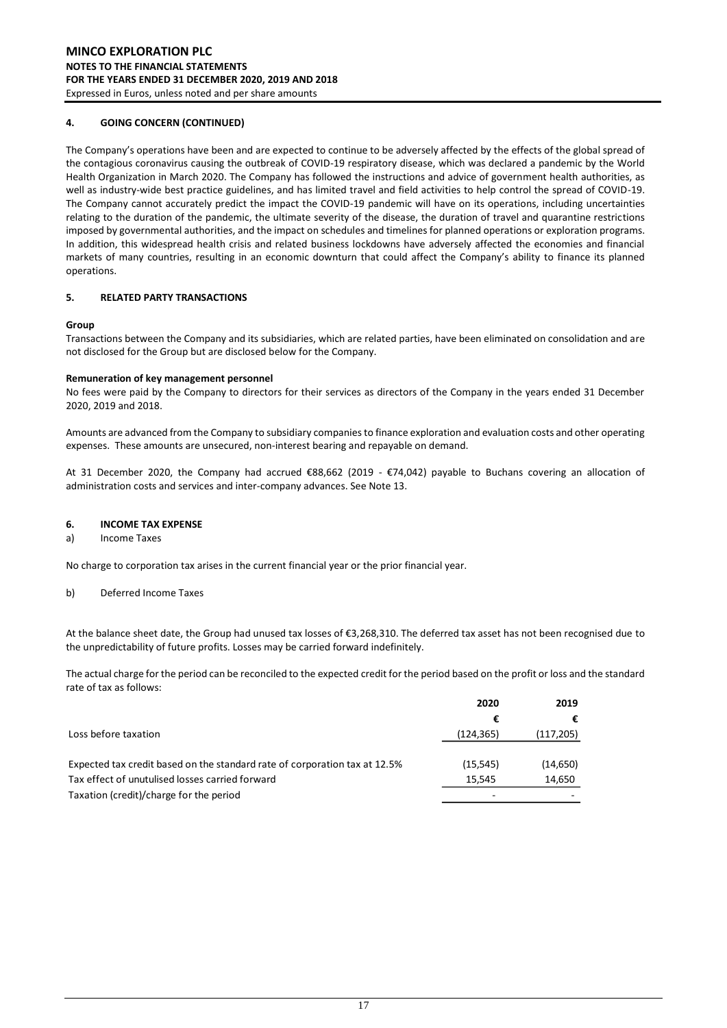## 4. GOING CONCERN (CONTINUED)

The Company's operations have been and are expected to continue to be adversely affected by the effects of the global spread of the contagious coronavirus causing the outbreak of COVID-19 respiratory disease, which was declared a pandemic by the World Health Organization in March 2020. The Company has followed the instructions and advice of government health authorities, as well as industry-wide best practice guidelines, and has limited travel and field activities to help control the spread of COVID-19. The Company cannot accurately predict the impact the COVID-19 pandemic will have on its operations, including uncertainties relating to the duration of the pandemic, the ultimate severity of the disease, the duration of travel and quarantine restrictions imposed by governmental authorities, and the impact on schedules and timelines for planned operations or exploration programs. In addition, this widespread health crisis and related business lockdowns have adversely affected the economies and financial markets of many countries, resulting in an economic downturn that could affect the Company's ability to finance its planned operations.

## 5. RELATED PARTY TRANSACTIONS

**Group**

Transactions between the Company and its subsidiaries, which are related parties, have been eliminated on consolidation and are not disclosed for the Group but are disclosed below for the Company.

**Remuneration of key management personnel**

No fees were paid by the Company to directors for their services as directors of the Company in the years ended 31 December 2020, 2019 and 2018.

Amounts are advanced from the Company to subsidiary companies to finance exploration and evaluation costs and other operating expenses. These amounts are unsecured, non-interest bearing and repayable on demand.

At 31 December 2020, the Company had accrued €88,662 (2019 - €74,042) payable to Buchans covering an allocation of administration costs and services and inter-company advances. See Note 13.

## 6. INCOME TAX EXPENSE

a) Income Taxes

No charge to corporation tax arises in the current financial year or the prior financial year.

b) Deferred Income Taxes

At the balance sheet date, the Group had unused tax losses of €3,268,310. The deferred tax asset has not been recognised due to the unpredictability of future profits. Losses may be carried forward indefinitely.

The actual charge for the period can be reconciled to the expected credit for the period based on the profit or loss and the standard rate of tax as follows:

| | 2020 | 2019 |
|---|---|---|
| | € | € |
| Loss before taxation | (124,365) | (117,205) |
| | | |
| Expected tax credit based on the standard rate of corporation tax at 12.5% | (15,545) | (14,650) |
| Tax effect of unutulised losses carried forward | 15,545 | 14,650 |
| Taxation (credit)/charge for the period | - | - |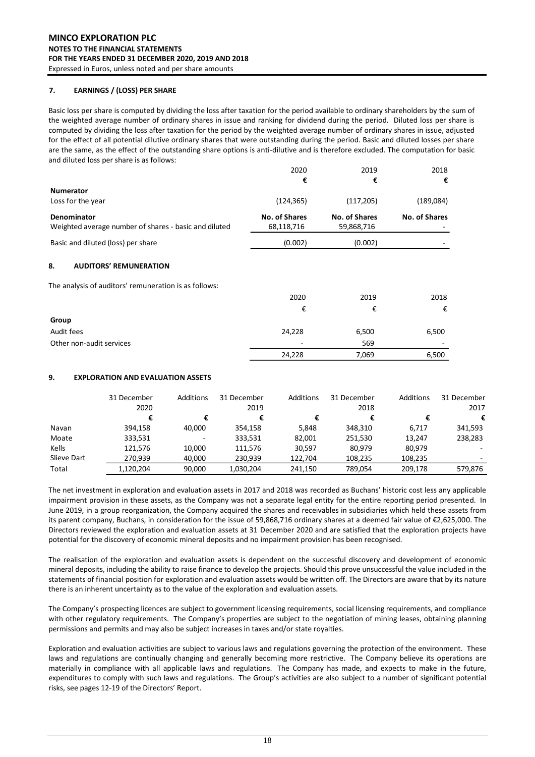### 7. EARNINGS / (LOSS) PER SHARE

Basic loss per share is computed by dividing the loss after taxation for the period available to ordinary shareholders by the sum of the weighted average number of ordinary shares in issue and ranking for dividend during the period. Diluted loss per share is computed by dividing the loss after taxation for the period by the weighted average number of ordinary shares in issue, adjusted for the effect of all potential dilutive ordinary shares that were outstanding during the period. Basic and diluted losses per share are the same, as the effect of the outstanding share options is anti-dilutive and is therefore excluded. The computation for basic and diluted loss per share is as follows:

| | 2020 | 2019 | 2018 |
|---|---|---|---|
| | € | € | € |
| **Numerator** | | | |
| Loss for the year | (124,365) | (117,205) | (189,084) |
| **Denominator** | **No. of Shares** | **No. of Shares** | **No. of Shares** |
| Weighted average number of shares - basic and diluted | 68,118,716 | 59,868,716 | - |
| Basic and diluted (loss) per share | (0.002) | (0.002) | - |

### 8. AUDITORS' REMUNERATION

The analysis of auditors' remuneration is as follows:

| | 2020 | 2019 | 2018 |
|---|---|---|---|
| | € | € | € |
| **Group** | | | |
| Audit fees | 24,228 | 6,500 | 6,500 |
| Other non-audit services | - | 569 | - |
| | 24,228 | 7,069 | 6,500 |

### 9. EXPLORATION AND EVALUATION ASSETS

| | 31 December 2020 | Additions | 31 December 2019 | Additions | 31 December 2018 | Additions | 31 December 2017 |
|---|---|---|---|---|---|---|---|
| | € | € | € | € | € | € | € |
| Navan | 394,158 | 40,000 | 354,158 | 5,848 | 348,310 | 6,717 | 341,593 |
| Moate | 333,531 | - | 333,531 | 82,001 | 251,530 | 13,247 | 238,283 |
| Kells | 121,576 | 10,000 | 111,576 | 30,597 | 80,979 | 80,979 | - |
| Slieve Dart | 270,939 | 40,000 | 230,939 | 122,704 | 108,235 | 108,235 | - |
| Total | 1,120,204 | 90,000 | 1,030,204 | 241,150 | 789,054 | 209,178 | 579,876 |

The net investment in exploration and evaluation assets in 2017 and 2018 was recorded as Buchans' historic cost less any applicable impairment provision in these assets, as the Company was not a separate legal entity for the entire reporting period presented. In June 2019, in a group reorganization, the Company acquired the shares and receivables in subsidiaries which held these assets from its parent company, Buchans, in consideration for the issue of 59,868,716 ordinary shares at a deemed fair value of €2,625,000. The Directors reviewed the exploration and evaluation assets at 31 December 2020 and are satisfied that the exploration projects have potential for the discovery of economic mineral deposits and no impairment provision has been recognised.

The realisation of the exploration and evaluation assets is dependent on the successful discovery and development of economic mineral deposits, including the ability to raise finance to develop the projects. Should this prove unsuccessful the value included in the statements of financial position for exploration and evaluation assets would be written off. The Directors are aware that by its nature there is an inherent uncertainty as to the value of the exploration and evaluation assets.

The Company's prospecting licences are subject to government licensing requirements, social licensing requirements, and compliance with other regulatory requirements. The Company's properties are subject to the negotiation of mining leases, obtaining planning permissions and permits and may also be subject increases in taxes and/or state royalties.

Exploration and evaluation activities are subject to various laws and regulations governing the protection of the environment. These laws and regulations are continually changing and generally becoming more restrictive. The Company believe its operations are materially in compliance with all applicable laws and regulations. The Company has made, and expects to make in the future, expenditures to comply with such laws and regulations. The Group's activities are also subject to a number of significant potential risks, see pages 12-19 of the Directors' Report.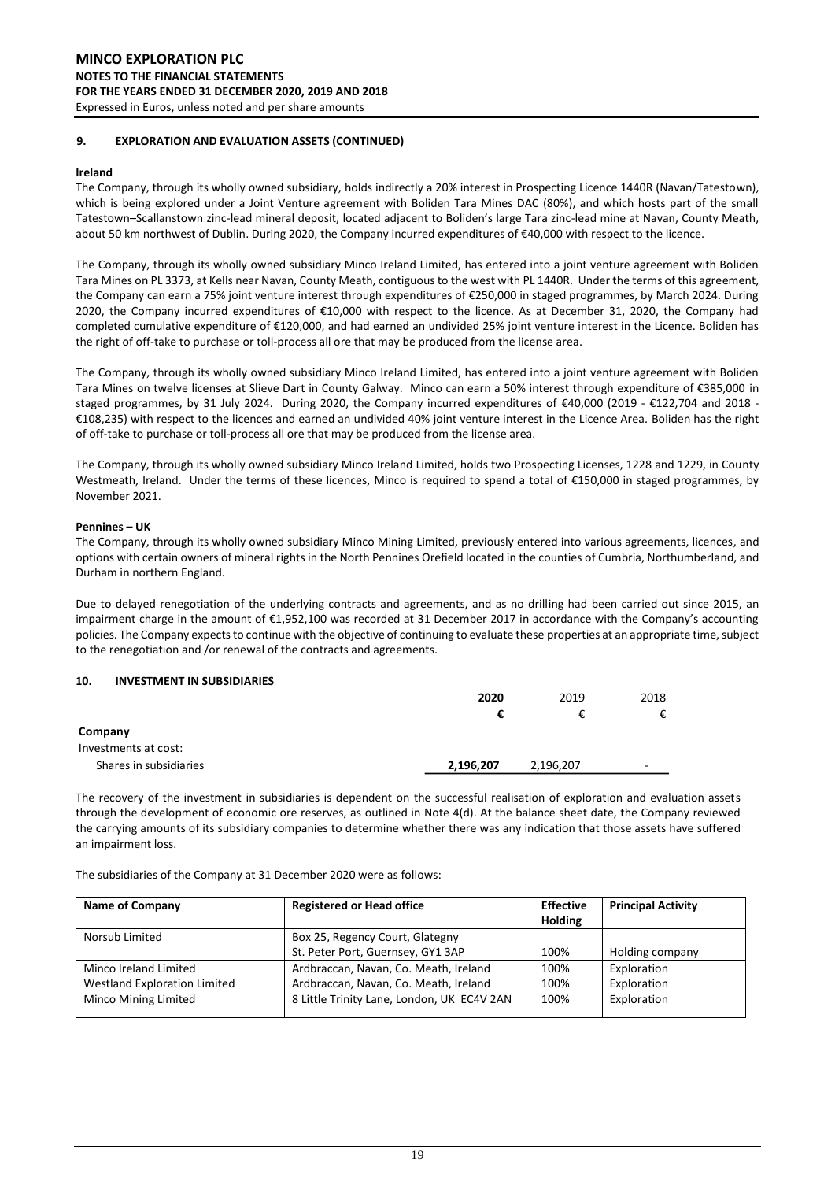## 9. EXPLORATION AND EVALUATION ASSETS (CONTINUED)

**Ireland**

The Company, through its wholly owned subsidiary, holds indirectly a 20% interest in Prospecting Licence 1440R (Navan/Tatestown), which is being explored under a Joint Venture agreement with Boliden Tara Mines DAC (80%), and which hosts part of the small Tatestown–Scallanstown zinc-lead mineral deposit, located adjacent to Boliden's large Tara zinc-lead mine at Navan, County Meath, about 50 km northwest of Dublin. During 2020, the Company incurred expenditures of €40,000 with respect to the licence.

The Company, through its wholly owned subsidiary Minco Ireland Limited, has entered into a joint venture agreement with Boliden Tara Mines on PL 3373, at Kells near Navan, County Meath, contiguous to the west with PL 1440R. Under the terms of this agreement, the Company can earn a 75% joint venture interest through expenditures of €250,000 in staged programmes, by March 2024. During 2020, the Company incurred expenditures of €10,000 with respect to the licence. As at December 31, 2020, the Company had completed cumulative expenditure of €120,000, and had earned an undivided 25% joint venture interest in the Licence. Boliden has the right of off-take to purchase or toll-process all ore that may be produced from the license area.

The Company, through its wholly owned subsidiary Minco Ireland Limited, has entered into a joint venture agreement with Boliden Tara Mines on twelve licenses at Slieve Dart in County Galway. Minco can earn a 50% interest through expenditure of €385,000 in staged programmes, by 31 July 2024. During 2020, the Company incurred expenditures of €40,000 (2019 - €122,704 and 2018 - €108,235) with respect to the licences and earned an undivided 40% joint venture interest in the Licence Area. Boliden has the right of off-take to purchase or toll-process all ore that may be produced from the license area.

The Company, through its wholly owned subsidiary Minco Ireland Limited, holds two Prospecting Licenses, 1228 and 1229, in County Westmeath, Ireland. Under the terms of these licences, Minco is required to spend a total of €150,000 in staged programmes, by November 2021.

**Pennines – UK**

The Company, through its wholly owned subsidiary Minco Mining Limited, previously entered into various agreements, licences, and options with certain owners of mineral rights in the North Pennines Orefield located in the counties of Cumbria, Northumberland, and Durham in northern England.

Due to delayed renegotiation of the underlying contracts and agreements, and as no drilling had been carried out since 2015, an impairment charge in the amount of €1,952,100 was recorded at 31 December 2017 in accordance with the Company's accounting policies. The Company expects to continue with the objective of continuing to evaluate these properties at an appropriate time, subject to the renegotiation and /or renewal of the contracts and agreements.

## 10. INVESTMENT IN SUBSIDIARIES

| | **2020** | 2019 | 2018 |
|---|---|---|---|
| | **€** | € | € |
| **Company** | | | |
| Investments at cost: | | | |
| Shares in subsidiaries | **2,196,207** | 2,196,207 | - |

The recovery of the investment in subsidiaries is dependent on the successful realisation of exploration and evaluation assets through the development of economic ore reserves, as outlined in Note 4(d). At the balance sheet date, the Company reviewed the carrying amounts of its subsidiary companies to determine whether there was any indication that those assets have suffered an impairment loss.

The subsidiaries of the Company at 31 December 2020 were as follows:

| **Name of Company** | **Registered or Head office** | **Effective Holding** | **Principal Activity** |
|---|---|---|---|
| Norsub Limited | Box 25, Regency Court, Glategny St. Peter Port, Guernsey, GY1 3AP | 100% | Holding company |
| Minco Ireland Limited | Ardbraccan, Navan, Co. Meath, Ireland | 100% | Exploration |
| Westland Exploration Limited | Ardbraccan, Navan, Co. Meath, Ireland | 100% | Exploration |
| Minco Mining Limited | 8 Little Trinity Lane, London, UK EC4V 2AN | 100% | Exploration |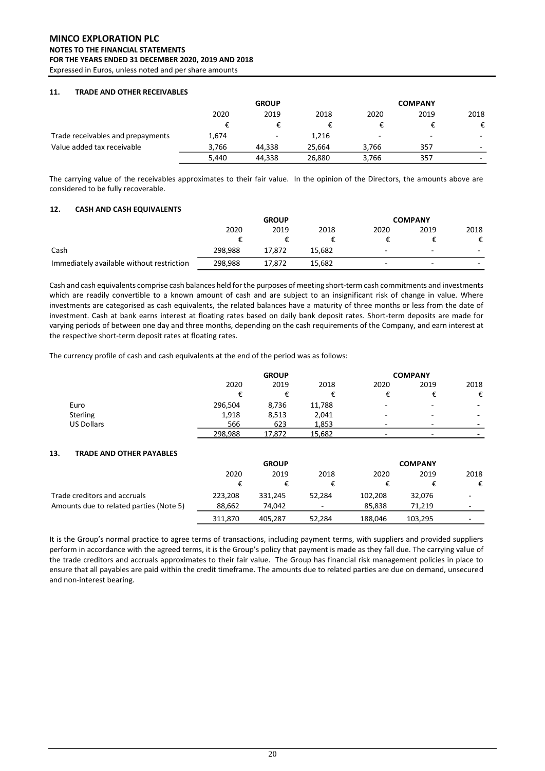## 11. TRADE AND OTHER RECEIVABLES

| | GROUP | | | COMPANY | | |
|---|---|---|---|---|---|---|
| | 2020 | 2019 | 2018 | 2020 | 2019 | 2018 |
| | € | € | € | € | € | € |
| Trade receivables and prepayments | 1,674 | - | 1,216 | - | - | - |
| Value added tax receivable | 3,766 | 44,338 | 25,664 | 3,766 | 357 | - |
| | 5,440 | 44,338 | 26,880 | 3,766 | 357 | - |

The carrying value of the receivables approximates to their fair value. In the opinion of the Directors, the amounts above are considered to be fully recoverable.

## 12. CASH AND CASH EQUIVALENTS

| | GROUP | | | COMPANY | | |
|---|---|---|---|---|---|---|
| | 2020 | 2019 | 2018 | 2020 | 2019 | 2018 |
| | € | € | € | € | € | € |
| Cash | 298,988 | 17,872 | 15,682 | - | - | - |
| Immediately available without restriction | 298,988 | 17,872 | 15,682 | - | - | - |

Cash and cash equivalents comprise cash balances held for the purposes of meeting short-term cash commitments and investments which are readily convertible to a known amount of cash and are subject to an insignificant risk of change in value. Where investments are categorised as cash equivalents, the related balances have a maturity of three months or less from the date of investment. Cash at bank earns interest at floating rates based on daily bank deposit rates. Short-term deposits are made for varying periods of between one day and three months, depending on the cash requirements of the Company, and earn interest at the respective short-term deposit rates at floating rates.

The currency profile of cash and cash equivalents at the end of the period was as follows:

| | GROUP | | | COMPANY | | |
|---|---|---|---|---|---|---|
| | 2020 | 2019 | 2018 | 2020 | 2019 | 2018 |
| | € | € | € | € | € | € |
| Euro | 296,504 | 8,736 | 11,788 | - | - | - |
| Sterling | 1,918 | 8,513 | 2,041 | - | - | - |
| US Dollars | 566 | 623 | 1,853 | - | - | - |
| | 298,988 | 17,872 | 15,682 | - | - | - |

## 13. TRADE AND OTHER PAYABLES

| | GROUP | | | COMPANY | | |
|---|---|---|---|---|---|---|
| | 2020 | 2019 | 2018 | 2020 | 2019 | 2018 |
| | € | € | € | € | € | € |
| Trade creditors and accruals | 223,208 | 331,245 | 52,284 | 102,208 | 32,076 | - |
| Amounts due to related parties (Note 5) | 88,662 | 74,042 | - | 85,838 | 71,219 | - |
| | 311,870 | 405,287 | 52,284 | 188,046 | 103,295 | - |

It is the Group's normal practice to agree terms of transactions, including payment terms, with suppliers and provided suppliers perform in accordance with the agreed terms, it is the Group's policy that payment is made as they fall due. The carrying value of the trade creditors and accruals approximates to their fair value. The Group has financial risk management policies in place to ensure that all payables are paid within the credit timeframe. The amounts due to related parties are due on demand, unsecured and non-interest bearing.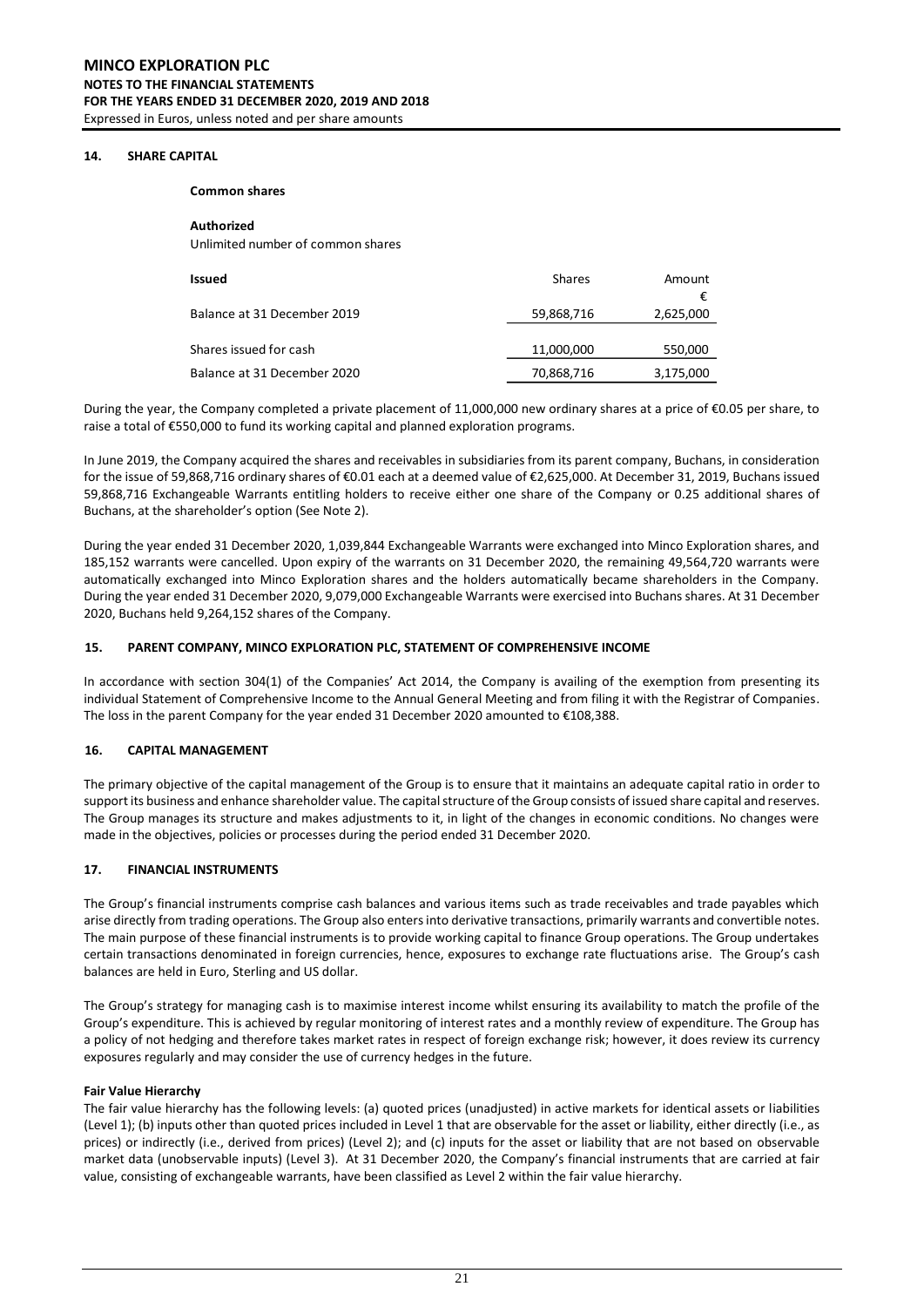## 14. SHARE CAPITAL

**Common shares**

**Authorized**

Unlimited number of common shares

| **Issued** | Shares | Amount € |
|---|---|---|
| Balance at 31 December 2019 | 59,868,716 | 2,625,000 |
| Shares issued for cash | 11,000,000 | 550,000 |
| Balance at 31 December 2020 | 70,868,716 | 3,175,000 |

During the year, the Company completed a private placement of 11,000,000 new ordinary shares at a price of €0.05 per share, to raise a total of €550,000 to fund its working capital and planned exploration programs.

In June 2019, the Company acquired the shares and receivables in subsidiaries from its parent company, Buchans, in consideration for the issue of 59,868,716 ordinary shares of €0.01 each at a deemed value of €2,625,000. At December 31, 2019, Buchans issued 59,868,716 Exchangeable Warrants entitling holders to receive either one share of the Company or 0.25 additional shares of Buchans, at the shareholder's option (See Note 2).

During the year ended 31 December 2020, 1,039,844 Exchangeable Warrants were exchanged into Minco Exploration shares, and 185,152 warrants were cancelled. Upon expiry of the warrants on 31 December 2020, the remaining 49,564,720 warrants were automatically exchanged into Minco Exploration shares and the holders automatically became shareholders in the Company. During the year ended 31 December 2020, 9,079,000 Exchangeable Warrants were exercised into Buchans shares. At 31 December 2020, Buchans held 9,264,152 shares of the Company.

## 15. PARENT COMPANY, MINCO EXPLORATION PLC, STATEMENT OF COMPREHENSIVE INCOME

In accordance with section 304(1) of the Companies' Act 2014, the Company is availing of the exemption from presenting its individual Statement of Comprehensive Income to the Annual General Meeting and from filing it with the Registrar of Companies. The loss in the parent Company for the year ended 31 December 2020 amounted to €108,388.

## 16. CAPITAL MANAGEMENT

The primary objective of the capital management of the Group is to ensure that it maintains an adequate capital ratio in order to support its business and enhance shareholder value. The capital structure of the Group consists of issued share capital and reserves. The Group manages its structure and makes adjustments to it, in light of the changes in economic conditions. No changes were made in the objectives, policies or processes during the period ended 31 December 2020.

## 17. FINANCIAL INSTRUMENTS

The Group's financial instruments comprise cash balances and various items such as trade receivables and trade payables which arise directly from trading operations. The Group also enters into derivative transactions, primarily warrants and convertible notes. The main purpose of these financial instruments is to provide working capital to finance Group operations. The Group undertakes certain transactions denominated in foreign currencies, hence, exposures to exchange rate fluctuations arise. The Group's cash balances are held in Euro, Sterling and US dollar.

The Group's strategy for managing cash is to maximise interest income whilst ensuring its availability to match the profile of the Group's expenditure. This is achieved by regular monitoring of interest rates and a monthly review of expenditure. The Group has a policy of not hedging and therefore takes market rates in respect of foreign exchange risk; however, it does review its currency exposures regularly and may consider the use of currency hedges in the future.

**Fair Value Hierarchy**

The fair value hierarchy has the following levels: (a) quoted prices (unadjusted) in active markets for identical assets or liabilities (Level 1); (b) inputs other than quoted prices included in Level 1 that are observable for the asset or liability, either directly (i.e., as prices) or indirectly (i.e., derived from prices) (Level 2); and (c) inputs for the asset or liability that are not based on observable market data (unobservable inputs) (Level 3). At 31 December 2020, the Company's financial instruments that are carried at fair value, consisting of exchangeable warrants, have been classified as Level 2 within the fair value hierarchy.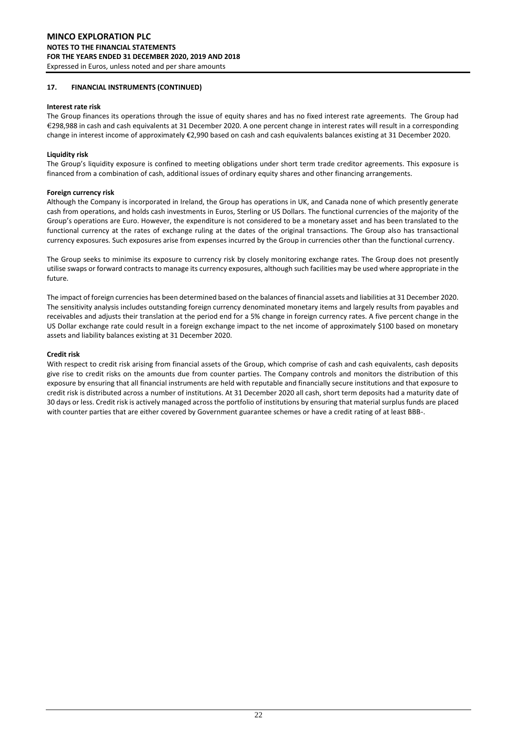## 17. FINANCIAL INSTRUMENTS (CONTINUED)

**Interest rate risk**

The Group finances its operations through the issue of equity shares and has no fixed interest rate agreements. The Group had €298,988 in cash and cash equivalents at 31 December 2020. A one percent change in interest rates will result in a corresponding change in interest income of approximately €2,990 based on cash and cash equivalents balances existing at 31 December 2020.

**Liquidity risk**

The Group's liquidity exposure is confined to meeting obligations under short term trade creditor agreements. This exposure is financed from a combination of cash, additional issues of ordinary equity shares and other financing arrangements.

**Foreign currency risk**

Although the Company is incorporated in Ireland, the Group has operations in UK, and Canada none of which presently generate cash from operations, and holds cash investments in Euros, Sterling or US Dollars. The functional currencies of the majority of the Group's operations are Euro. However, the expenditure is not considered to be a monetary asset and has been translated to the functional currency at the rates of exchange ruling at the dates of the original transactions. The Group also has transactional currency exposures. Such exposures arise from expenses incurred by the Group in currencies other than the functional currency.

The Group seeks to minimise its exposure to currency risk by closely monitoring exchange rates. The Group does not presently utilise swaps or forward contracts to manage its currency exposures, although such facilities may be used where appropriate in the future.

The impact of foreign currencies has been determined based on the balances of financial assets and liabilities at 31 December 2020. The sensitivity analysis includes outstanding foreign currency denominated monetary items and largely results from payables and receivables and adjusts their translation at the period end for a 5% change in foreign currency rates. A five percent change in the US Dollar exchange rate could result in a foreign exchange impact to the net income of approximately $100 based on monetary assets and liability balances existing at 31 December 2020.

**Credit risk**

With respect to credit risk arising from financial assets of the Group, which comprise of cash and cash equivalents, cash deposits give rise to credit risks on the amounts due from counter parties. The Company controls and monitors the distribution of this exposure by ensuring that all financial instruments are held with reputable and financially secure institutions and that exposure to credit risk is distributed across a number of institutions. At 31 December 2020 all cash, short term deposits had a maturity date of 30 days or less. Credit risk is actively managed across the portfolio of institutions by ensuring that material surplus funds are placed with counter parties that are either covered by Government guarantee schemes or have a credit rating of at least BBB-.